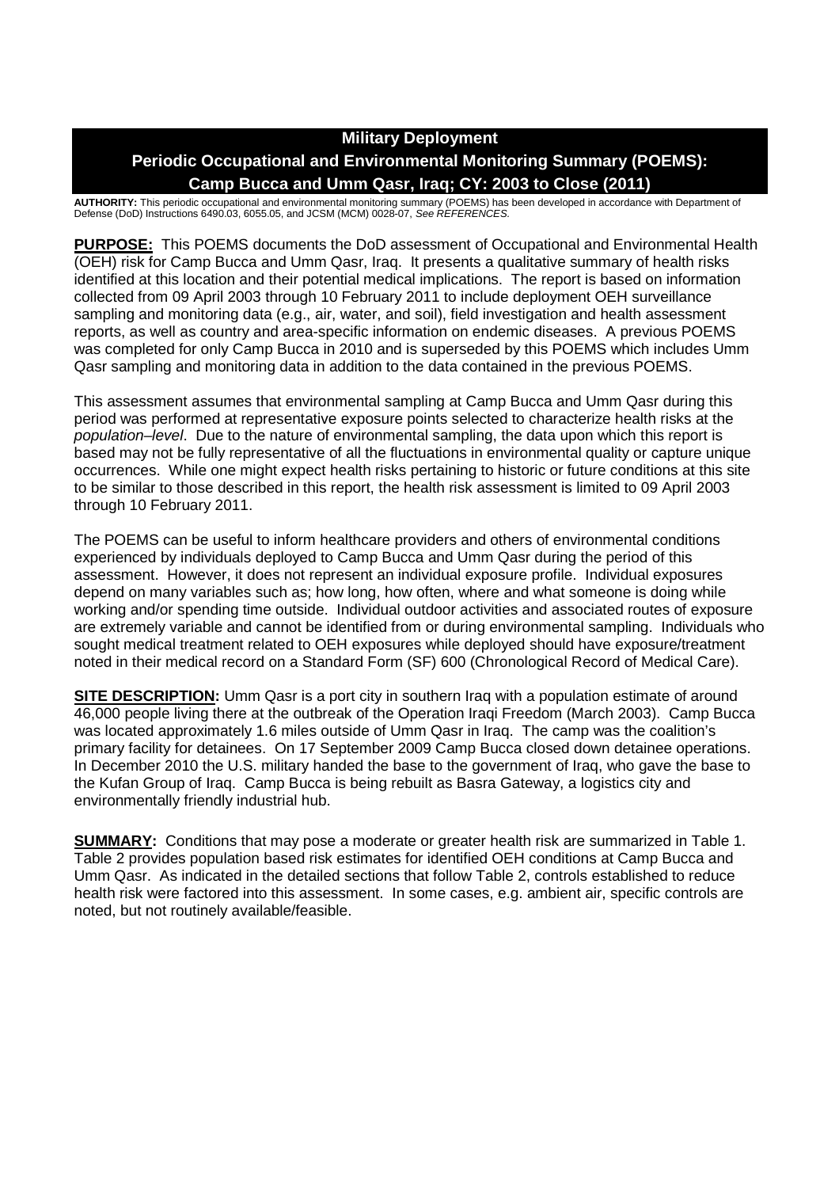# Military Deployment

## Periodic Occupational and Environmental Monitoring Summary (POEMS): Camp Bucca and Umm Qasr, Iraq; CY: 2003 to Close (2011)

**AUTHORITY:** This periodic occupational and environmental monitoring summary (POEMS) has been developed in accordance with Department of Defense (DoD) Instructions 6490.03, 6055.05, and JCSM (MCM) 0028-07, *See REFERENCES.*

**PURPOSE:** This POEMS documents the DoD assessment of Occupational and Environmental Health (OEH) risk for Camp Bucca and Umm Qasr, Iraq. It presents a qualitative summary of health risks identified at this location and their potential medical implications. The report is based on information collected from 09 April 2003 through 10 February 2011 to include deployment OEH surveillance sampling and monitoring data (e.g., air, water, and soil), field investigation and health assessment reports, as well as country and area-specific information on endemic diseases. A previous POEMS was completed for only Camp Bucca in 2010 and is superseded by this POEMS which includes Umm Qasr sampling and monitoring data in addition to the data contained in the previous POEMS.

This assessment assumes that environmental sampling at Camp Bucca and Umm Qasr during this period was performed at representative exposure points selected to characterize health risks at the *population–level*. Due to the nature of environmental sampling, the data upon which this report is based may not be fully representative of all the fluctuations in environmental quality or capture unique occurrences. While one might expect health risks pertaining to historic or future conditions at this site to be similar to those described in this report, the health risk assessment is limited to 09 April 2003 through 10 February 2011.

The POEMS can be useful to inform healthcare providers and others of environmental conditions experienced by individuals deployed to Camp Bucca and Umm Qasr during the period of this assessment. However, it does not represent an individual exposure profile. Individual exposures depend on many variables such as; how long, how often, where and what someone is doing while working and/or spending time outside. Individual outdoor activities and associated routes of exposure are extremely variable and cannot be identified from or during environmental sampling. Individuals who sought medical treatment related to OEH exposures while deployed should have exposure/treatment noted in their medical record on a Standard Form (SF) 600 (Chronological Record of Medical Care).

**SITE DESCRIPTION:** Umm Qasr is a port city in southern Iraq with a population estimate of around 46,000 people living there at the outbreak of the Operation Iraqi Freedom (March 2003). Camp Bucca was located approximately 1.6 miles outside of Umm Qasr in Iraq. The camp was the coalition's primary facility for detainees. On 17 September 2009 Camp Bucca closed down detainee operations. In December 2010 the U.S. military handed the base to the government of Iraq, who gave the base to the Kufan Group of Iraq. Camp Bucca is being rebuilt as Basra Gateway, a logistics city and environmentally friendly industrial hub.

**SUMMARY:** Conditions that may pose a moderate or greater health risk are summarized in Table 1. Table 2 provides population based risk estimates for identified OEH conditions at Camp Bucca and Umm Qasr. As indicated in the detailed sections that follow Table 2, controls established to reduce health risk were factored into this assessment. In some cases, e.g. ambient air, specific controls are noted, but not routinely available/feasible.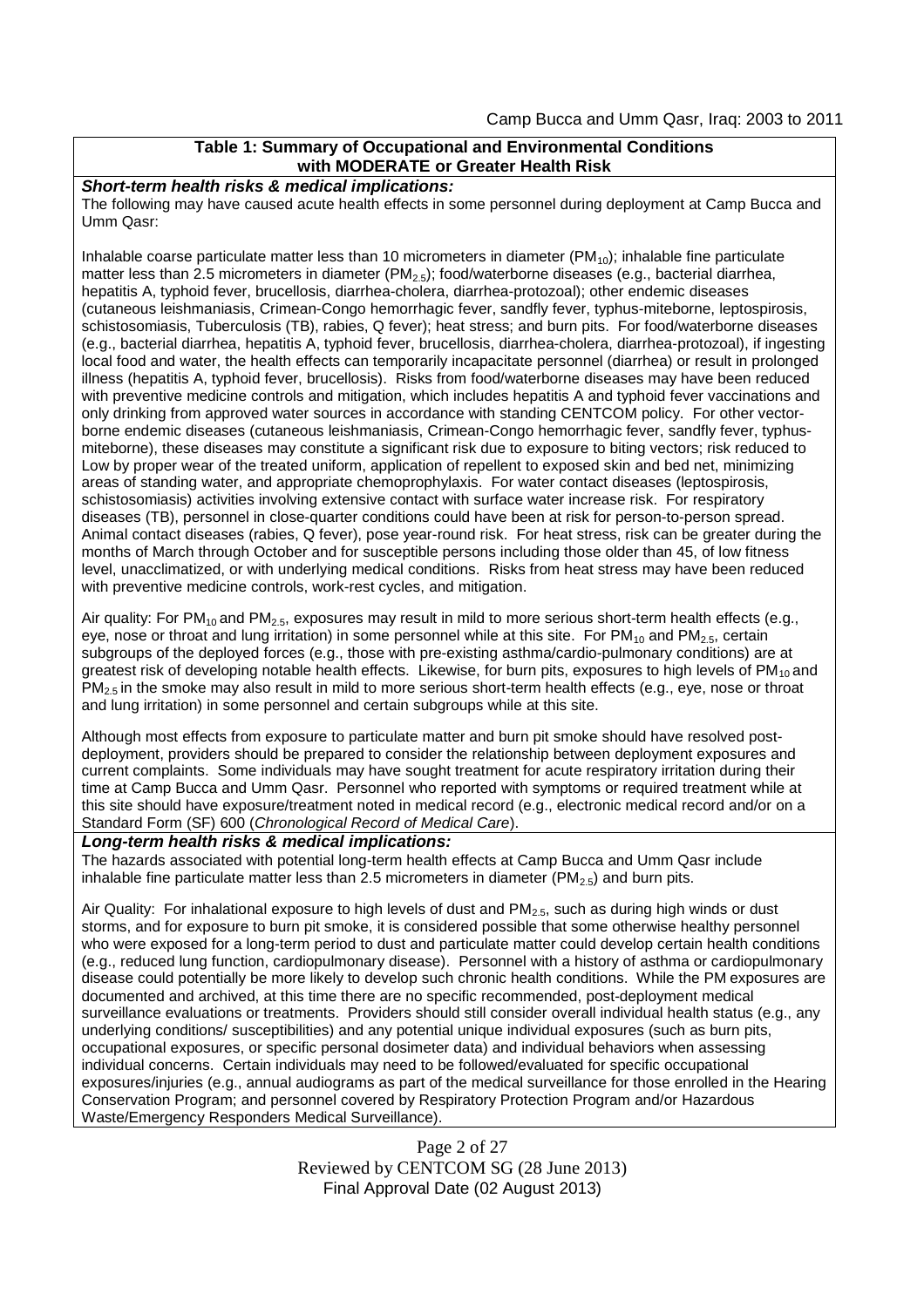## Table 1: Summary of Occupational and Environmental Conditions with MODERATE or Greater Health Risk

***Short-term health risks & medical implications:***

The following may have caused acute health effects in some personnel during deployment at Camp Bucca and Umm Qasr:

Inhalable coarse particulate matter less than 10 micrometers in diameter ($PM_{10}$); inhalable fine particulate matter less than 2.5 micrometers in diameter ($PM_{2.5}$); food/waterborne diseases (e.g., bacterial diarrhea, hepatitis A, typhoid fever, brucellosis, diarrhea-cholera, diarrhea-protozoal); other endemic diseases (cutaneous leishmaniasis, Crimean-Congo hemorrhagic fever, sandfly fever, typhus-miteborne, leptospirosis, schistosomiasis, Tuberculosis (TB), rabies, Q fever); heat stress; and burn pits. For food/waterborne diseases (e.g., bacterial diarrhea, hepatitis A, typhoid fever, brucellosis, diarrhea-cholera, diarrhea-protozoal), if ingesting local food and water, the health effects can temporarily incapacitate personnel (diarrhea) or result in prolonged illness (hepatitis A, typhoid fever, brucellosis). Risks from food/waterborne diseases may have been reduced with preventive medicine controls and mitigation, which includes hepatitis A and typhoid fever vaccinations and only drinking from approved water sources in accordance with standing CENTCOM policy. For other vector-borne endemic diseases (cutaneous leishmaniasis, Crimean-Congo hemorrhagic fever, sandfly fever, typhus-miteborne), these diseases may constitute a significant risk due to exposure to biting vectors; risk reduced to Low by proper wear of the treated uniform, application of repellent to exposed skin and bed net, minimizing areas of standing water, and appropriate chemoprophylaxis. For water contact diseases (leptospirosis, schistosomiasis) activities involving extensive contact with surface water increase risk. For respiratory diseases (TB), personnel in close-quarter conditions could have been at risk for person-to-person spread. Animal contact diseases (rabies, Q fever), pose year-round risk. For heat stress, risk can be greater during the months of March through October and for susceptible persons including those older than 45, of low fitness level, unacclimatized, or with underlying medical conditions. Risks from heat stress may have been reduced with preventive medicine controls, work-rest cycles, and mitigation.

Air quality: For $PM_{10}$ and $PM_{2.5}$, exposures may result in mild to more serious short-term health effects (e.g., eye, nose or throat and lung irritation) in some personnel while at this site. For $PM_{10}$ and $PM_{2.5}$, certain subgroups of the deployed forces (e.g., those with pre-existing asthma/cardio-pulmonary conditions) are at greatest risk of developing notable health effects. Likewise, for burn pits, exposures to high levels of $PM_{10}$ and $PM_{2.5}$ in the smoke may also result in mild to more serious short-term health effects (e.g., eye, nose or throat and lung irritation) in some personnel and certain subgroups while at this site.

Although most effects from exposure to particulate matter and burn pit smoke should have resolved post-deployment, providers should be prepared to consider the relationship between deployment exposures and current complaints. Some individuals may have sought treatment for acute respiratory irritation during their time at Camp Bucca and Umm Qasr. Personnel who reported with symptoms or required treatment while at this site should have exposure/treatment noted in medical record (e.g., electronic medical record and/or on a Standard Form (SF) 600 (*Chronological Record of Medical Care*).

***Long-term health risks & medical implications:***

The hazards associated with potential long-term health effects at Camp Bucca and Umm Qasr include inhalable fine particulate matter less than 2.5 micrometers in diameter ($PM_{2.5}$) and burn pits.

Air Quality: For inhalational exposure to high levels of dust and $PM_{2.5}$, such as during high winds or dust storms, and for exposure to burn pit smoke, it is considered possible that some otherwise healthy personnel who were exposed for a long-term period to dust and particulate matter could develop certain health conditions (e.g., reduced lung function, cardiopulmonary disease). Personnel with a history of asthma or cardiopulmonary disease could potentially be more likely to develop such chronic health conditions. While the PM exposures are documented and archived, at this time there are no specific recommended, post-deployment medical surveillance evaluations or treatments. Providers should still consider overall individual health status (e.g., any underlying conditions/ susceptibilities) and any potential unique individual exposures (such as burn pits, occupational exposures, or specific personal dosimeter data) and individual behaviors when assessing individual concerns. Certain individuals may need to be followed/evaluated for specific occupational exposures/injuries (e.g., annual audiograms as part of the medical surveillance for those enrolled in the Hearing Conservation Program; and personnel covered by Respiratory Protection Program and/or Hazardous Waste/Emergency Responders Medical Surveillance).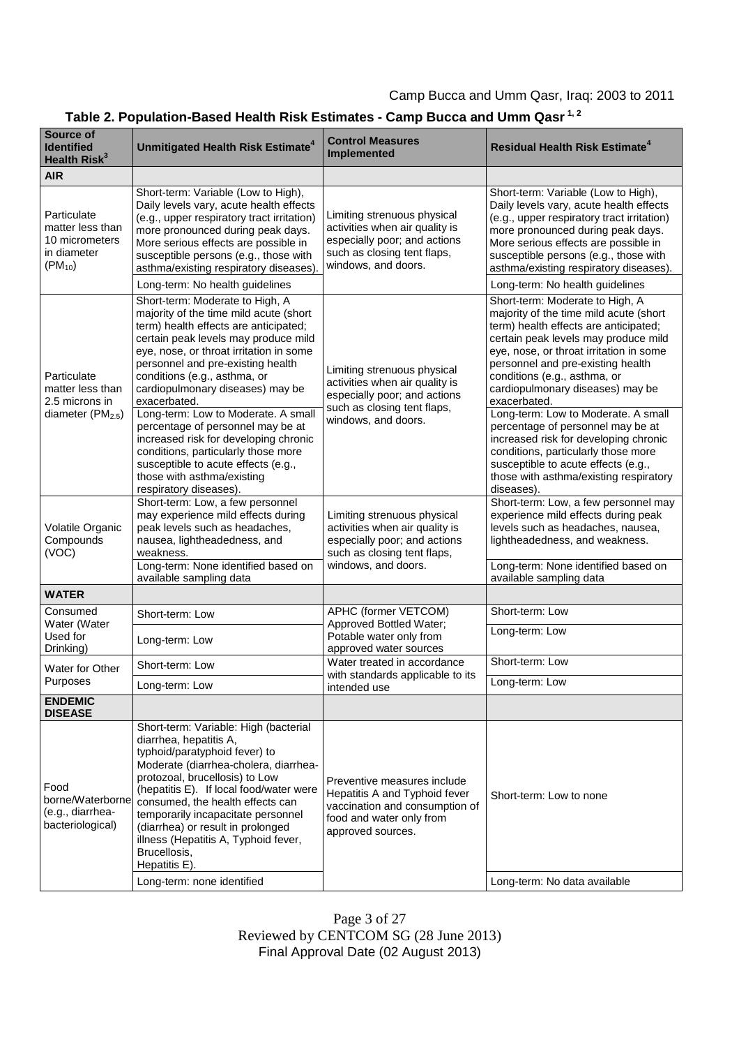## Table 2. Population-Based Health Risk Estimates - Camp Bucca and Umm Qasr [1, 2]

| Source of Identified Health Risk[3] | Unmitigated Health Risk Estimate[4] | Control Measures Implemented | Residual Health Risk Estimate[4] |
|---|---|---|---|
| **AIR** | | | |
| Particulate matter less than 10 micrometers in diameter ($PM_{10}$) | Short-term: Variable (Low to High), Daily levels vary, acute health effects (e.g., upper respiratory tract irritation) more pronounced during peak days. More serious effects are possible in susceptible persons (e.g., those with asthma/existing respiratory diseases). | Limiting strenuous physical activities when air quality is especially poor; and actions such as closing tent flaps, windows, and doors. | Short-term: Variable (Low to High), Daily levels vary, acute health effects (e.g., upper respiratory tract irritation) more pronounced during peak days. More serious effects are possible in susceptible persons (e.g., those with asthma/existing respiratory diseases). |
| | Long-term: No health guidelines | | Long-term: No health guidelines |
| Particulate matter less than 2.5 microns in diameter ($PM_{2.5}$) | Short-term: Moderate to High, A majority of the time mild acute (short term) health effects are anticipated; certain peak levels may produce mild eye, nose, or throat irritation in some personnel and pre-existing health conditions (e.g., asthma, or cardiopulmonary diseases) may be exacerbated. | Limiting strenuous physical activities when air quality is especially poor; and actions such as closing tent flaps, windows, and doors. | Short-term: Moderate to High, A majority of the time mild acute (short term) health effects are anticipated; certain peak levels may produce mild eye, nose, or throat irritation in some personnel and pre-existing health conditions (e.g., asthma, or cardiopulmonary diseases) may be exacerbated. |
| | Long-term: Low to Moderate. A small percentage of personnel may be at increased risk for developing chronic conditions, particularly those more susceptible to acute effects (e.g., those with asthma/existing respiratory diseases). | | Long-term: Low to Moderate. A small percentage of personnel may be at increased risk for developing chronic conditions, particularly those more susceptible to acute effects (e.g., those with asthma/existing respiratory diseases). |
| Volatile Organic Compounds (VOC) | Short-term: Low, a few personnel may experience mild effects during peak levels such as headaches, nausea, lightheadedness, and weakness. | Limiting strenuous physical activities when air quality is especially poor; and actions such as closing tent flaps, windows, and doors. | Short-term: Low, a few personnel may experience mild effects during peak levels such as headaches, nausea, lightheadedness, and weakness. |
| | Long-term: None identified based on available sampling data | | Long-term: None identified based on available sampling data |
| **WATER** | | | |
| Consumed Water (Water Used for Drinking) | Short-term: Low | APHC (former VETCOM) Approved Bottled Water; Potable water only from approved water sources | Short-term: Low |
| | Long-term: Low | | Long-term: Low |
| Water for Other Purposes | Short-term: Low | Water treated in accordance with standards applicable to its intended use | Short-term: Low |
| | Long-term: Low | | Long-term: Low |
| **ENDEMIC DISEASE** | | | |
| Food borne/Waterborne (e.g., diarrhea-bacteriological) | Short-term: Variable: High (bacterial diarrhea, hepatitis A, typhoid/paratyphoid fever) to Moderate (diarrhea-cholera, diarrhea-protozoal, brucellosis) to Low (hepatitis E). If local food/water were consumed, the health effects can temporarily incapacitate personnel (diarrhea) or result in prolonged illness (Hepatitis A, Typhoid fever, Brucellosis, Hepatitis E). | Preventive measures include Hepatitis A and Typhoid fever vaccination and consumption of food and water only from approved sources. | Short-term: Low to none |
| | Long-term: none identified | | Long-term: No data available |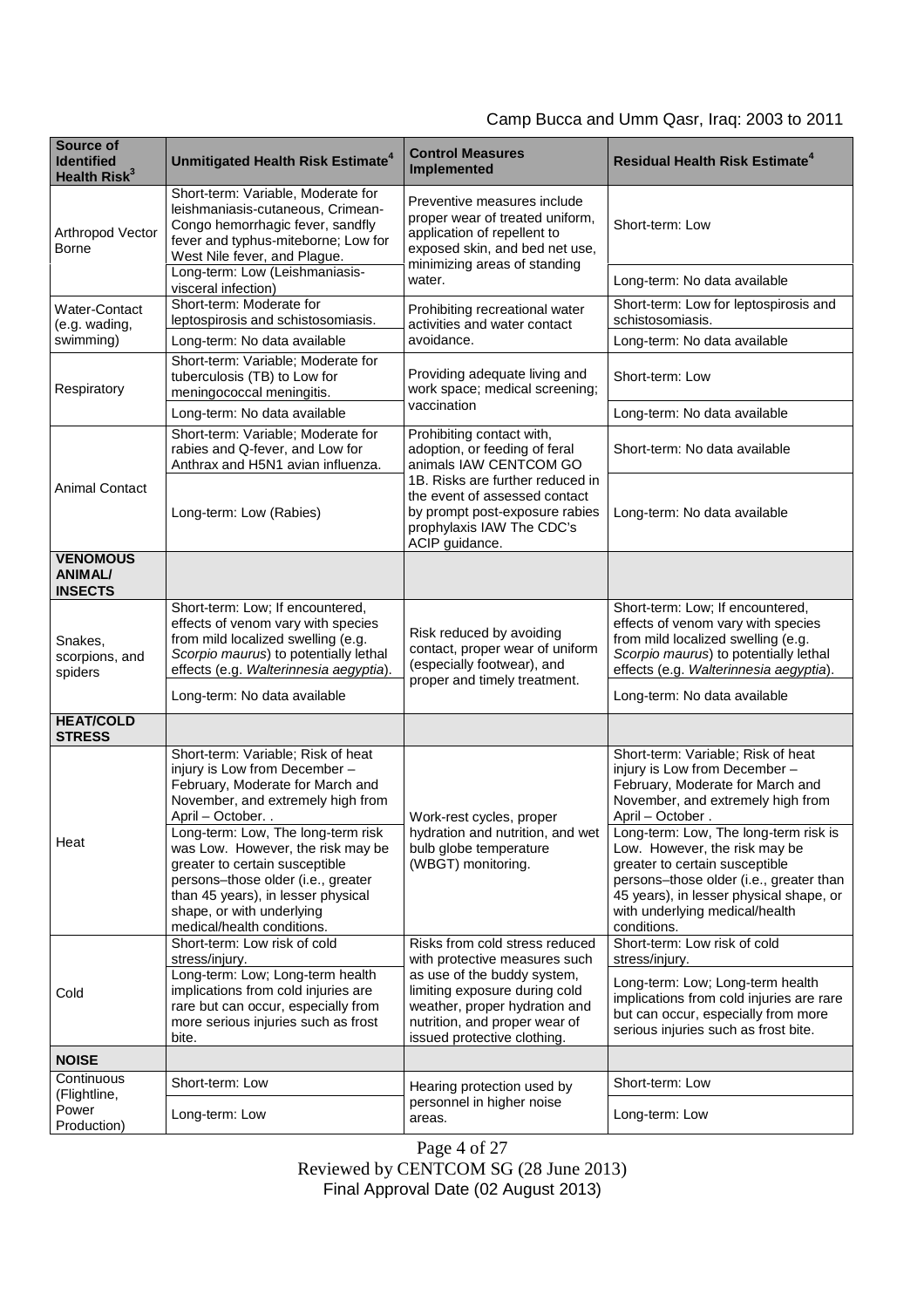| Source of Identified Health Risk[3] | Unmitigated Health Risk Estimate[4] | Control Measures Implemented | Residual Health Risk Estimate[4] |
|---|---|---|---|
| Arthropod Vector Borne | Short-term: Variable, Moderate for leishmaniasis-cutaneous, Crimean-Congo hemorrhagic fever, sandfly fever and typhus-miteborne; Low for West Nile fever, and Plague. | Preventive measures include proper wear of treated uniform, application of repellent to exposed skin, and bed net use, minimizing areas of standing water. | Short-term: Low |
| | Long-term: Low (Leishmaniasis-visceral infection) | | Long-term: No data available |
| Water-Contact (e.g. wading, swimming) | Short-term: Moderate for leptospirosis and schistosomiasis. | Prohibiting recreational water activities and water contact avoidance. | Short-term: Low for leptospirosis and schistosomiasis. |
| | Long-term: No data available | | Long-term: No data available |
| Respiratory | Short-term: Variable; Moderate for tuberculosis (TB) to Low for meningococcal meningitis. | Providing adequate living and work space; medical screening; vaccination | Short-term: Low |
| | Long-term: No data available | | Long-term: No data available |
| Animal Contact | Short-term: Variable; Moderate for rabies and Q-fever, and Low for Anthrax and H5N1 avian influenza. | Prohibiting contact with, adoption, or feeding of feral animals IAW CENTCOM GO 1B. Risks are further reduced in the event of assessed contact by prompt post-exposure rabies prophylaxis IAW The CDC's ACIP guidance. | Short-term: No data available |
| | Long-term: Low (Rabies) | | Long-term: No data available |
| **VENOMOUS ANIMAL/ INSECTS** | | | |
| Snakes, scorpions, and spiders | Short-term: Low; If encountered, effects of venom vary with species from mild localized swelling (e.g. *Scorpio maurus*) to potentially lethal effects (e.g. *Walterinnesia aegyptia*). | Risk reduced by avoiding contact, proper wear of uniform (especially footwear), and proper and timely treatment. | Short-term: Low; If encountered, effects of venom vary with species from mild localized swelling (e.g. *Scorpio maurus*) to potentially lethal effects (e.g. *Walterinnesia aegyptia*). |
| | Long-term: No data available | | Long-term: No data available |
| **HEAT/COLD STRESS** | | | |
| Heat | Short-term: Variable; Risk of heat injury is Low from December – February, Moderate for March and November, and extremely high from April – October. . | Work-rest cycles, proper hydration and nutrition, and wet bulb globe temperature (WBGT) monitoring. | Short-term: Variable; Risk of heat injury is Low from December – February, Moderate for March and November, and extremely high from April – October . |
| | Long-term: Low, The long-term risk was Low. However, the risk may be greater to certain susceptible persons–those older (i.e., greater than 45 years), in lesser physical shape, or with underlying medical/health conditions. | | Long-term: Low, The long-term risk is Low. However, the risk may be greater to certain susceptible persons–those older (i.e., greater than 45 years), in lesser physical shape, or with underlying medical/health conditions. |
| Cold | Short-term: Low risk of cold stress/injury. | Risks from cold stress reduced with protective measures such as use of the buddy system, limiting exposure during cold weather, proper hydration and nutrition, and proper wear of issued protective clothing. | Short-term: Low risk of cold stress/injury. |
| | Long-term: Low; Long-term health implications from cold injuries are rare but can occur, especially from more serious injuries such as frost bite. | | Long-term: Low; Long-term health implications from cold injuries are rare but can occur, especially from more serious injuries such as frost bite. |
| **NOISE** | | | |
| Continuous (Flightline, Power Production) | Short-term: Low | Hearing protection used by personnel in higher noise areas. | Short-term: Low |
| | Long-term: Low | | Long-term: Low |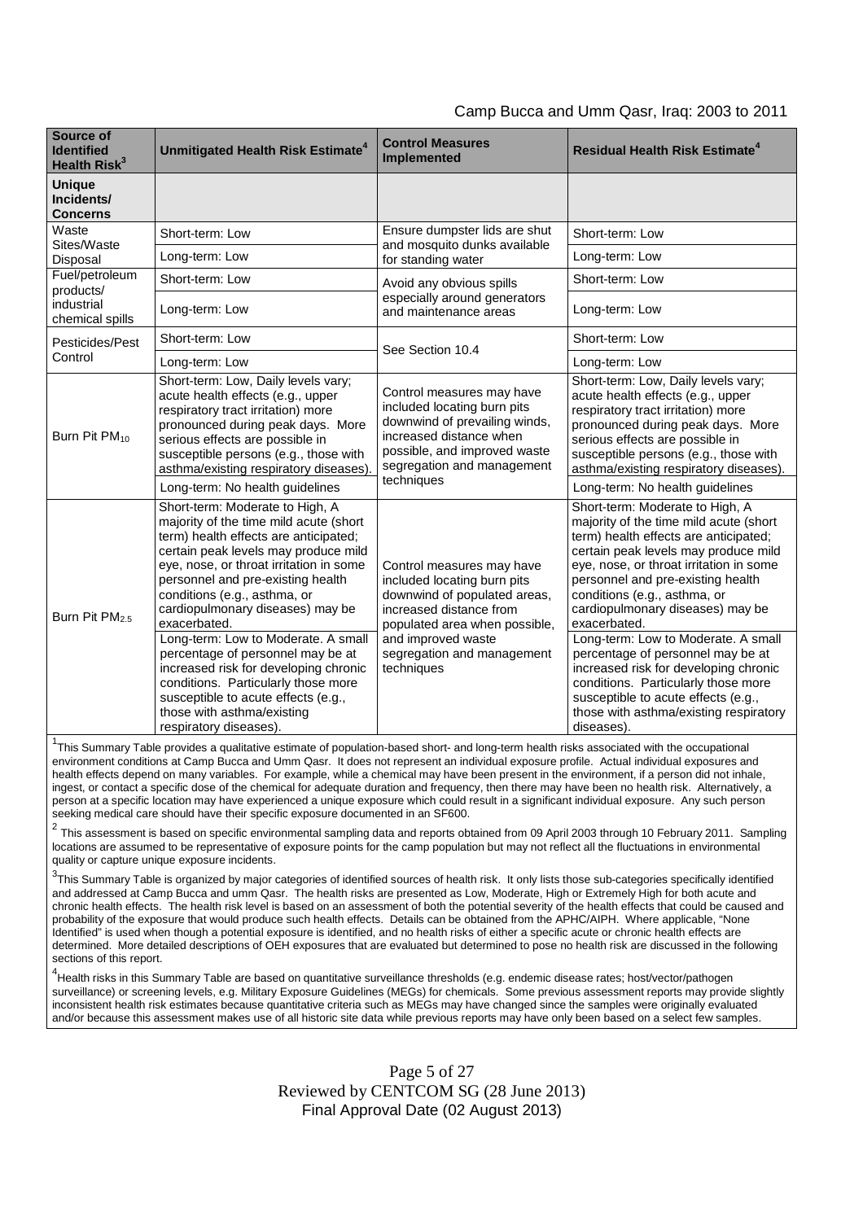| Source of Identified Health Risk[3] | Unmitigated Health Risk Estimate[4] | Control Measures Implemented | Residual Health Risk Estimate[4] |
|---|---|---|---|
| **Unique Incidents/ Concerns** | | | |
| Waste Sites/Waste Disposal | Short-term: Low | Ensure dumpster lids are shut and mosquito dunks available for standing water | Short-term: Low |
| | Long-term: Low | | Long-term: Low |
| Fuel/petroleum products/ industrial chemical spills | Short-term: Low | Avoid any obvious spills especially around generators and maintenance areas | Short-term: Low |
| | Long-term: Low | | Long-term: Low |
| Pesticides/Pest Control | Short-term: Low | See Section 10.4 | Short-term: Low |
| | Long-term: Low | | Long-term: Low |
| Burn Pit $PM_{10}$ | Short-term: Low, Daily levels vary; acute health effects (e.g., upper respiratory tract irritation) more pronounced during peak days. More serious effects are possible in susceptible persons (e.g., those with asthma/existing respiratory diseases). | Control measures may have included locating burn pits downwind of prevailing winds, increased distance when possible, and improved waste segregation and management techniques | Short-term: Low, Daily levels vary; acute health effects (e.g., upper respiratory tract irritation) more pronounced during peak days. More serious effects are possible in susceptible persons (e.g., those with asthma/existing respiratory diseases). |
| | Long-term: No health guidelines | | Long-term: No health guidelines |
| Burn Pit $PM_{2.5}$ | Short-term: Moderate to High, A majority of the time mild acute (short term) health effects are anticipated; certain peak levels may produce mild eye, nose, or throat irritation in some personnel and pre-existing health conditions (e.g., asthma, or cardiopulmonary diseases) may be exacerbated. | Control measures may have included locating burn pits downwind of populated areas, increased distance from populated area when possible, and improved waste segregation and management techniques | Short-term: Moderate to High, A majority of the time mild acute (short term) health effects are anticipated; certain peak levels may produce mild eye, nose, or throat irritation in some personnel and pre-existing health conditions (e.g., asthma, or cardiopulmonary diseases) may be exacerbated. |
| | Long-term: Low to Moderate. A small percentage of personnel may be at increased risk for developing chronic conditions. Particularly those more susceptible to acute effects (e.g., those with asthma/existing respiratory diseases). | | Long-term: Low to Moderate. A small percentage of personnel may be at increased risk for developing chronic conditions. Particularly those more susceptible to acute effects (e.g., those with asthma/existing respiratory diseases). |

[1]This Summary Table provides a qualitative estimate of population-based short- and long-term health risks associated with the occupational environment conditions at Camp Bucca and Umm Qasr. It does not represent an individual exposure profile. Actual individual exposures and health effects depend on many variables. For example, while a chemical may have been present in the environment, if a person did not inhale, ingest, or contact a specific dose of the chemical for adequate duration and frequency, then there may have been no health risk. Alternatively, a person at a specific location may have experienced a unique exposure which could result in a significant individual exposure. Any such person seeking medical care should have their specific exposure documented in an SF600.

[2] This assessment is based on specific environmental sampling data and reports obtained from 09 April 2003 through 10 February 2011. Sampling locations are assumed to be representative of exposure points for the camp population but may not reflect all the fluctuations in environmental quality or capture unique exposure incidents.

[3]This Summary Table is organized by major categories of identified sources of health risk. It only lists those sub-categories specifically identified and addressed at Camp Bucca and umm Qasr. The health risks are presented as Low, Moderate, High or Extremely High for both acute and chronic health effects. The health risk level is based on an assessment of both the potential severity of the health effects that could be caused and probability of the exposure that would produce such health effects. Details can be obtained from the APHC/AIPH. Where applicable, "None Identified" is used when though a potential exposure is identified, and no health risks of either a specific acute or chronic health effects are determined. More detailed descriptions of OEH exposures that are evaluated but determined to pose no health risk are discussed in the following sections of this report.

[4]Health risks in this Summary Table are based on quantitative surveillance thresholds (e.g. endemic disease rates; host/vector/pathogen surveillance) or screening levels, e.g. Military Exposure Guidelines (MEGs) for chemicals. Some previous assessment reports may provide slightly inconsistent health risk estimates because quantitative criteria such as MEGs may have changed since the samples were originally evaluated and/or because this assessment makes use of all historic site data while previous reports may have only been based on a select few samples.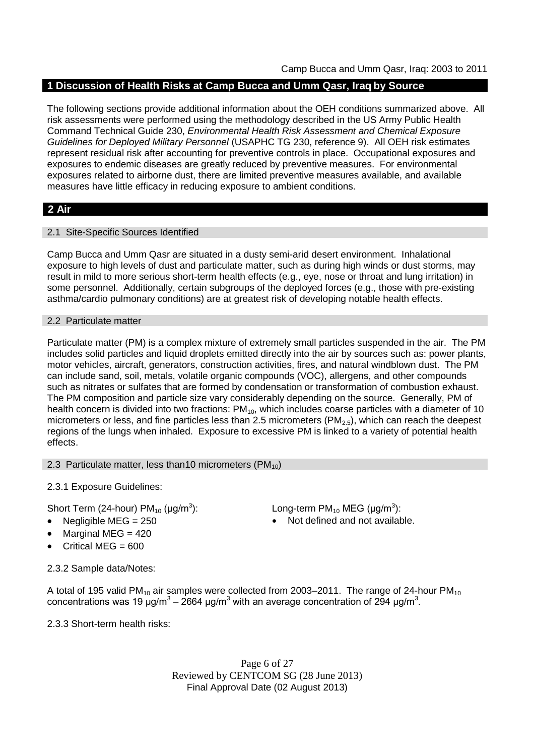## 1 Discussion of Health Risks at Camp Bucca and Umm Qasr, Iraq by Source

The following sections provide additional information about the OEH conditions summarized above. All risk assessments were performed using the methodology described in the US Army Public Health Command Technical Guide 230, *Environmental Health Risk Assessment and Chemical Exposure Guidelines for Deployed Military Personnel* (USAPHC TG 230, reference 9). All OEH risk estimates represent residual risk after accounting for preventive controls in place. Occupational exposures and exposures to endemic diseases are greatly reduced by preventive measures. For environmental exposures related to airborne dust, there are limited preventive measures available, and available measures have little efficacy in reducing exposure to ambient conditions.

## 2 Air

### 2.1 Site-Specific Sources Identified

Camp Bucca and Umm Qasr are situated in a dusty semi-arid desert environment. Inhalational exposure to high levels of dust and particulate matter, such as during high winds or dust storms, may result in mild to more serious short-term health effects (e.g., eye, nose or throat and lung irritation) in some personnel. Additionally, certain subgroups of the deployed forces (e.g., those with pre-existing asthma/cardio pulmonary conditions) are at greatest risk of developing notable health effects.

### 2.2 Particulate matter

Particulate matter (PM) is a complex mixture of extremely small particles suspended in the air. The PM includes solid particles and liquid droplets emitted directly into the air by sources such as: power plants, motor vehicles, aircraft, generators, construction activities, fires, and natural windblown dust. The PM can include sand, soil, metals, volatile organic compounds (VOC), allergens, and other compounds such as nitrates or sulfates that are formed by condensation or transformation of combustion exhaust. The PM composition and particle size vary considerably depending on the source. Generally, PM of health concern is divided into two fractions: $PM_{10}$, which includes coarse particles with a diameter of 10 micrometers or less, and fine particles less than 2.5 micrometers ($PM_{2.5}$), which can reach the deepest regions of the lungs when inhaled. Exposure to excessive PM is linked to a variety of potential health effects.

### 2.3 Particulate matter, less than10 micrometers ($PM_{10}$)

2.3.1 Exposure Guidelines:

Short Term (24-hour) $PM_{10}$ ($\mu g/m^3$):

- Negligible MEG = 250
- Marginal MEG = 420
- Critical MEG = 600

Long-term $PM_{10}$ MEG ($\mu g/m^3$):

- Not defined and not available.

2.3.2 Sample data/Notes:

A total of 195 valid $PM_{10}$ air samples were collected from 2003–2011. The range of 24-hour $PM_{10}$ concentrations was 19 $\mu g/m^3$ – 2664 $\mu g/m^3$ with an average concentration of 294 $\mu g/m^3$.

2.3.3 Short-term health risks:

Reviewed by CENTCOM SG (28 June 2013)
Final Approval Date (02 August 2013)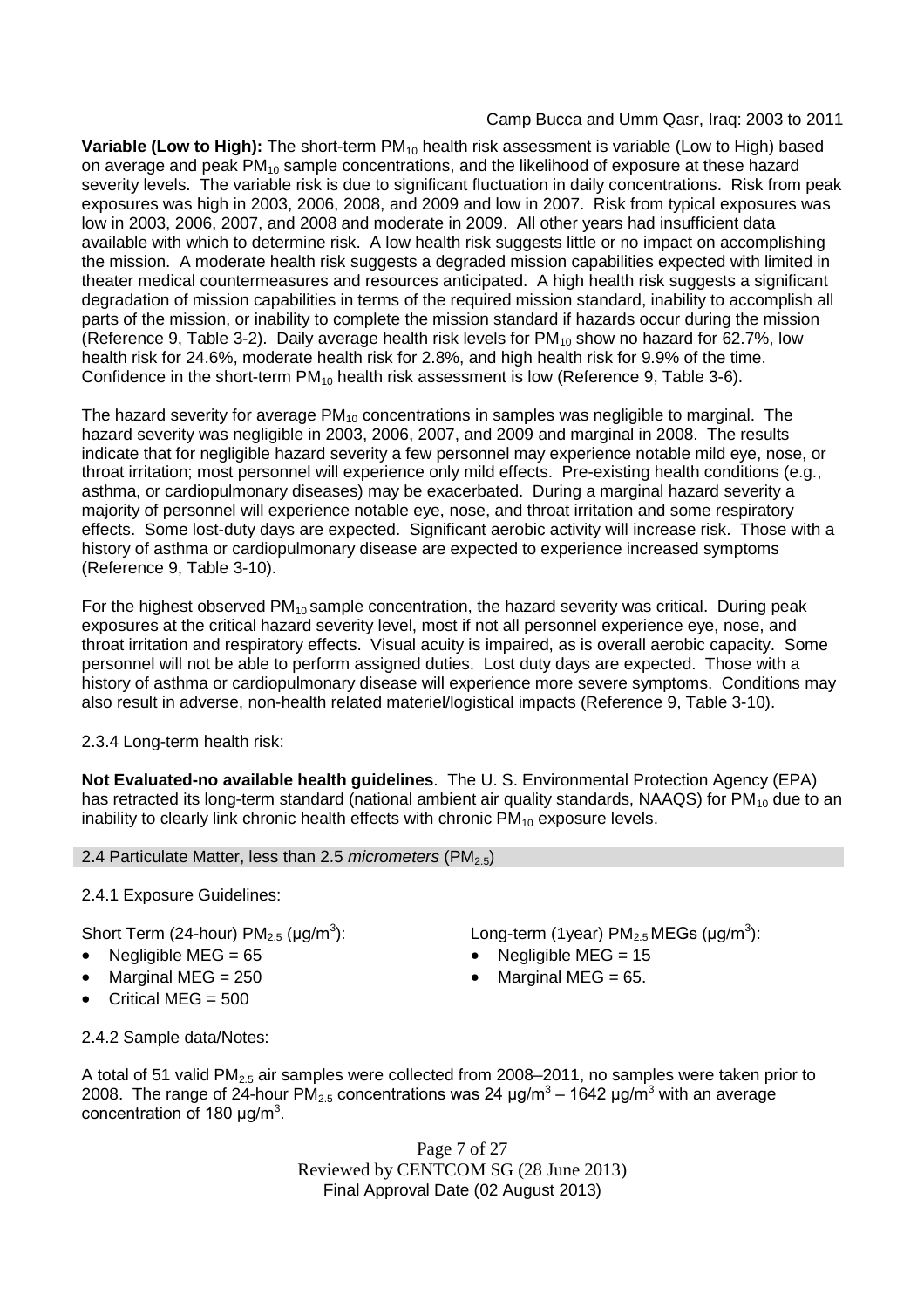**Variable (Low to High):** The short-term $PM_{10}$ health risk assessment is variable (Low to High) based on average and peak $PM_{10}$ sample concentrations, and the likelihood of exposure at these hazard severity levels. The variable risk is due to significant fluctuation in daily concentrations. Risk from peak exposures was high in 2003, 2006, 2008, and 2009 and low in 2007. Risk from typical exposures was low in 2003, 2006, 2007, and 2008 and moderate in 2009. All other years had insufficient data available with which to determine risk. A low health risk suggests little or no impact on accomplishing the mission. A moderate health risk suggests a degraded mission capabilities expected with limited in theater medical countermeasures and resources anticipated. A high health risk suggests a significant degradation of mission capabilities in terms of the required mission standard, inability to accomplish all parts of the mission, or inability to complete the mission standard if hazards occur during the mission (Reference 9, Table 3-2). Daily average health risk levels for $PM_{10}$ show no hazard for 62.7%, low health risk for 24.6%, moderate health risk for 2.8%, and high health risk for 9.9% of the time. Confidence in the short-term $PM_{10}$ health risk assessment is low (Reference 9, Table 3-6).

The hazard severity for average $PM_{10}$ concentrations in samples was negligible to marginal. The hazard severity was negligible in 2003, 2006, 2007, and 2009 and marginal in 2008. The results indicate that for negligible hazard severity a few personnel may experience notable mild eye, nose, or throat irritation; most personnel will experience only mild effects. Pre-existing health conditions (e.g., asthma, or cardiopulmonary diseases) may be exacerbated. During a marginal hazard severity a majority of personnel will experience notable eye, nose, and throat irritation and some respiratory effects. Some lost-duty days are expected. Significant aerobic activity will increase risk. Those with a history of asthma or cardiopulmonary disease are expected to experience increased symptoms (Reference 9, Table 3-10).

For the highest observed $PM_{10}$ sample concentration, the hazard severity was critical. During peak exposures at the critical hazard severity level, most if not all personnel experience eye, nose, and throat irritation and respiratory effects. Visual acuity is impaired, as is overall aerobic capacity. Some personnel will not be able to perform assigned duties. Lost duty days are expected. Those with a history of asthma or cardiopulmonary disease will experience more severe symptoms. Conditions may also result in adverse, non-health related materiel/logistical impacts (Reference 9, Table 3-10).

2.3.4 Long-term health risk:

**Not Evaluated-no available health guidelines**. The U. S. Environmental Protection Agency (EPA) has retracted its long-term standard (national ambient air quality standards, NAAQS) for $PM_{10}$ due to an inability to clearly link chronic health effects with chronic $PM_{10}$ exposure levels.

## 2.4 Particulate Matter, less than 2.5 *micrometers* ($PM_{2.5}$)

2.4.1 Exposure Guidelines:

Short Term (24-hour) $PM_{2.5}$ (µg/m$^3$):

- Negligible MEG = 65
- Marginal MEG = 250
- Critical MEG = 500

Long-term (1year) $PM_{2.5}$ MEGs (µg/m$^3$):

- Negligible MEG = 15
- Marginal MEG = 65.

2.4.2 Sample data/Notes:

A total of 51 valid $PM_{2.5}$ air samples were collected from 2008–2011, no samples were taken prior to 2008. The range of 24-hour $PM_{2.5}$ concentrations was 24 µg/m$^3$ – 1642 µg/m$^3$ with an average concentration of 180 µg/m$^3$.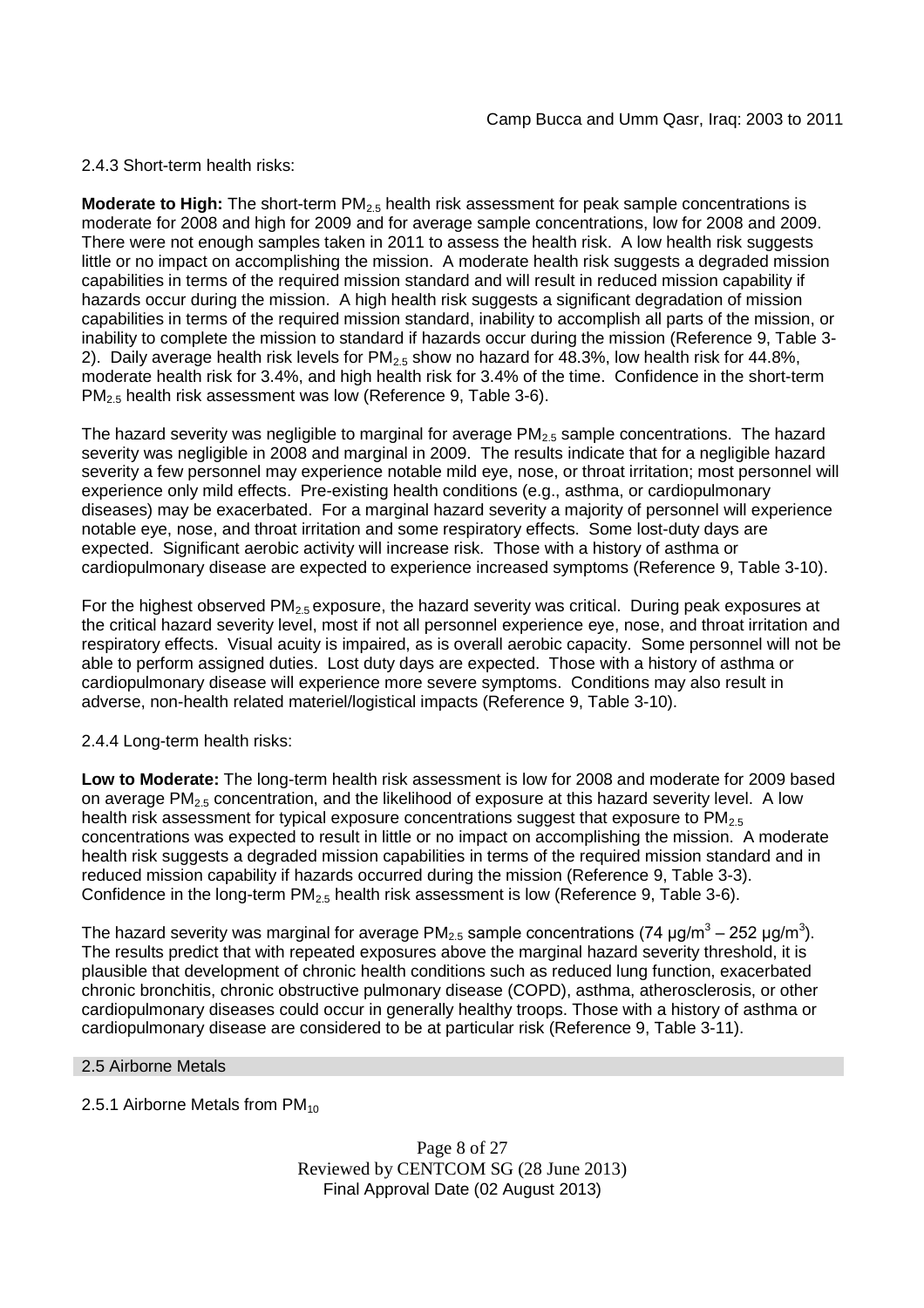2.4.3 Short-term health risks:

**Moderate to High:** The short-term $PM_{2.5}$ health risk assessment for peak sample concentrations is moderate for 2008 and high for 2009 and for average sample concentrations, low for 2008 and 2009. There were not enough samples taken in 2011 to assess the health risk. A low health risk suggests little or no impact on accomplishing the mission. A moderate health risk suggests a degraded mission capabilities in terms of the required mission standard and will result in reduced mission capability if hazards occur during the mission. A high health risk suggests a significant degradation of mission capabilities in terms of the required mission standard, inability to accomplish all parts of the mission, or inability to complete the mission to standard if hazards occur during the mission (Reference 9, Table 3-2). Daily average health risk levels for $PM_{2.5}$ show no hazard for 48.3%, low health risk for 44.8%, moderate health risk for 3.4%, and high health risk for 3.4% of the time. Confidence in the short-term $PM_{2.5}$ health risk assessment was low (Reference 9, Table 3-6).

The hazard severity was negligible to marginal for average $PM_{2.5}$ sample concentrations. The hazard severity was negligible in 2008 and marginal in 2009. The results indicate that for a negligible hazard severity a few personnel may experience notable mild eye, nose, or throat irritation; most personnel will experience only mild effects. Pre-existing health conditions (e.g., asthma, or cardiopulmonary diseases) may be exacerbated. For a marginal hazard severity a majority of personnel will experience notable eye, nose, and throat irritation and some respiratory effects. Some lost-duty days are expected. Significant aerobic activity will increase risk. Those with a history of asthma or cardiopulmonary disease are expected to experience increased symptoms (Reference 9, Table 3-10).

For the highest observed $PM_{2.5}$ exposure, the hazard severity was critical. During peak exposures at the critical hazard severity level, most if not all personnel experience eye, nose, and throat irritation and respiratory effects. Visual acuity is impaired, as is overall aerobic capacity. Some personnel will not be able to perform assigned duties. Lost duty days are expected. Those with a history of asthma or cardiopulmonary disease will experience more severe symptoms. Conditions may also result in adverse, non-health related materiel/logistical impacts (Reference 9, Table 3-10).

2.4.4 Long-term health risks:

**Low to Moderate:** The long-term health risk assessment is low for 2008 and moderate for 2009 based on average $PM_{2.5}$ concentration, and the likelihood of exposure at this hazard severity level. A low health risk assessment for typical exposure concentrations suggest that exposure to $PM_{2.5}$ concentrations was expected to result in little or no impact on accomplishing the mission. A moderate health risk suggests a degraded mission capabilities in terms of the required mission standard and in reduced mission capability if hazards occurred during the mission (Reference 9, Table 3-3). Confidence in the long-term $PM_{2.5}$ health risk assessment is low (Reference 9, Table 3-6).

The hazard severity was marginal for average $PM_{2.5}$ sample concentrations (74 $\mu g/m^3$ – 252 $\mu g/m^3$). The results predict that with repeated exposures above the marginal hazard severity threshold, it is plausible that development of chronic health conditions such as reduced lung function, exacerbated chronic bronchitis, chronic obstructive pulmonary disease (COPD), asthma, atherosclerosis, or other cardiopulmonary diseases could occur in generally healthy troops. Those with a history of asthma or cardiopulmonary disease are considered to be at particular risk (Reference 9, Table 3-11).

## 2.5 Airborne Metals

2.5.1 Airborne Metals from $PM_{10}$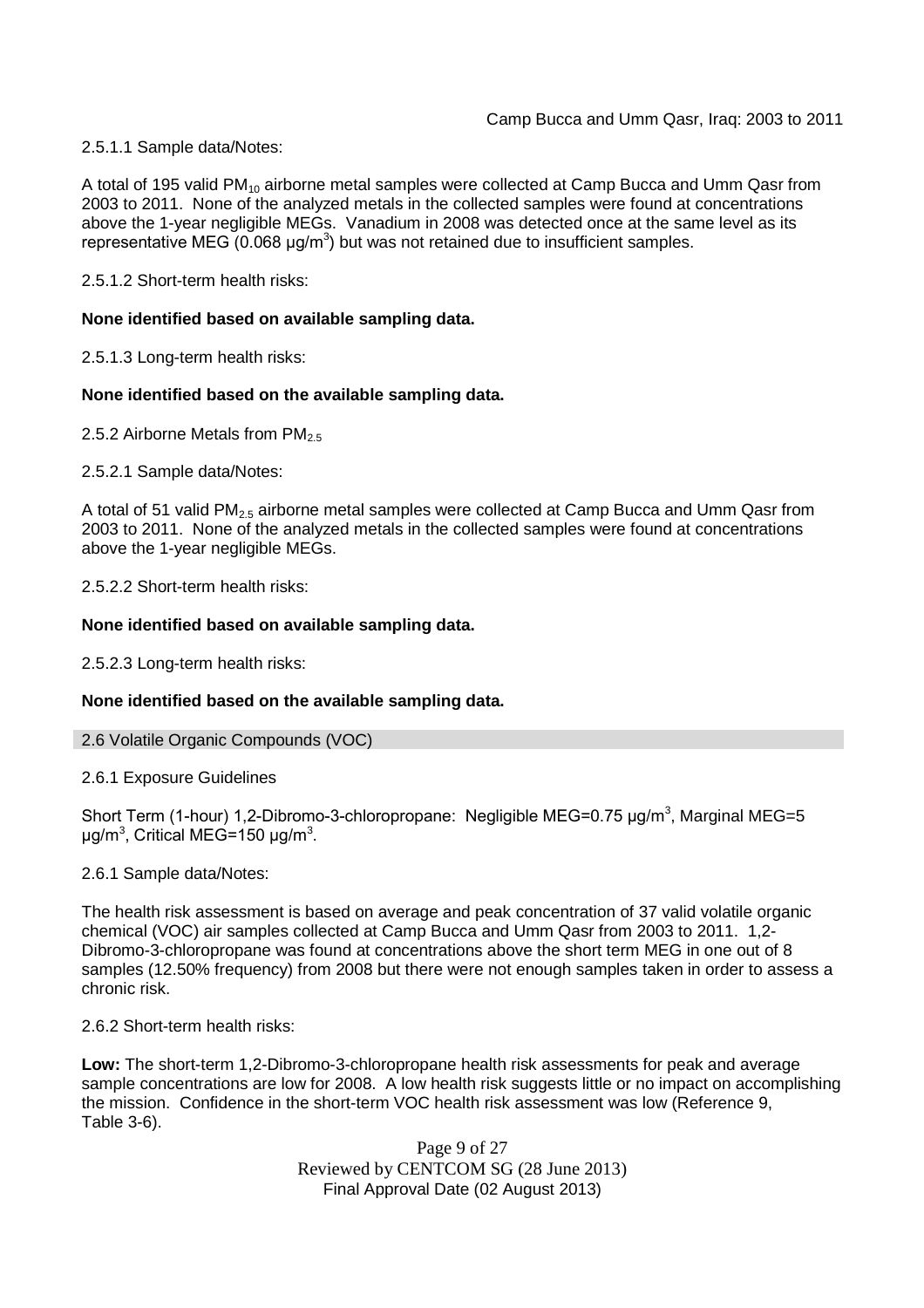2.5.1.1 Sample data/Notes:

A total of 195 valid $PM_{10}$ airborne metal samples were collected at Camp Bucca and Umm Qasr from 2003 to 2011. None of the analyzed metals in the collected samples were found at concentrations above the 1-year negligible MEGs. Vanadium in 2008 was detected once at the same level as its representative MEG (0.068 $\mu g/m^3$) but was not retained due to insufficient samples.

2.5.1.2 Short-term health risks:

**None identified based on available sampling data.**

2.5.1.3 Long-term health risks:

**None identified based on the available sampling data.**

2.5.2 Airborne Metals from $PM_{2.5}$

2.5.2.1 Sample data/Notes:

A total of 51 valid $PM_{2.5}$ airborne metal samples were collected at Camp Bucca and Umm Qasr from 2003 to 2011. None of the analyzed metals in the collected samples were found at concentrations above the 1-year negligible MEGs.

2.5.2.2 Short-term health risks:

**None identified based on available sampling data.**

2.5.2.3 Long-term health risks:

**None identified based on the available sampling data.**

## 2.6 Volatile Organic Compounds (VOC)

2.6.1 Exposure Guidelines

Short Term (1-hour) 1,2-Dibromo-3-chloropropane: Negligible MEG=0.75 $\mu g/m^3$, Marginal MEG=5 $\mu g/m^3$, Critical MEG=150 $\mu g/m^3$.

2.6.1 Sample data/Notes:

The health risk assessment is based on average and peak concentration of 37 valid volatile organic chemical (VOC) air samples collected at Camp Bucca and Umm Qasr from 2003 to 2011. 1,2-Dibromo-3-chloropropane was found at concentrations above the short term MEG in one out of 8 samples (12.50% frequency) from 2008 but there were not enough samples taken in order to assess a chronic risk.

2.6.2 Short-term health risks:

**Low:** The short-term 1,2-Dibromo-3-chloropropane health risk assessments for peak and average sample concentrations are low for 2008. A low health risk suggests little or no impact on accomplishing the mission. Confidence in the short-term VOC health risk assessment was low (Reference 9, Table 3-6).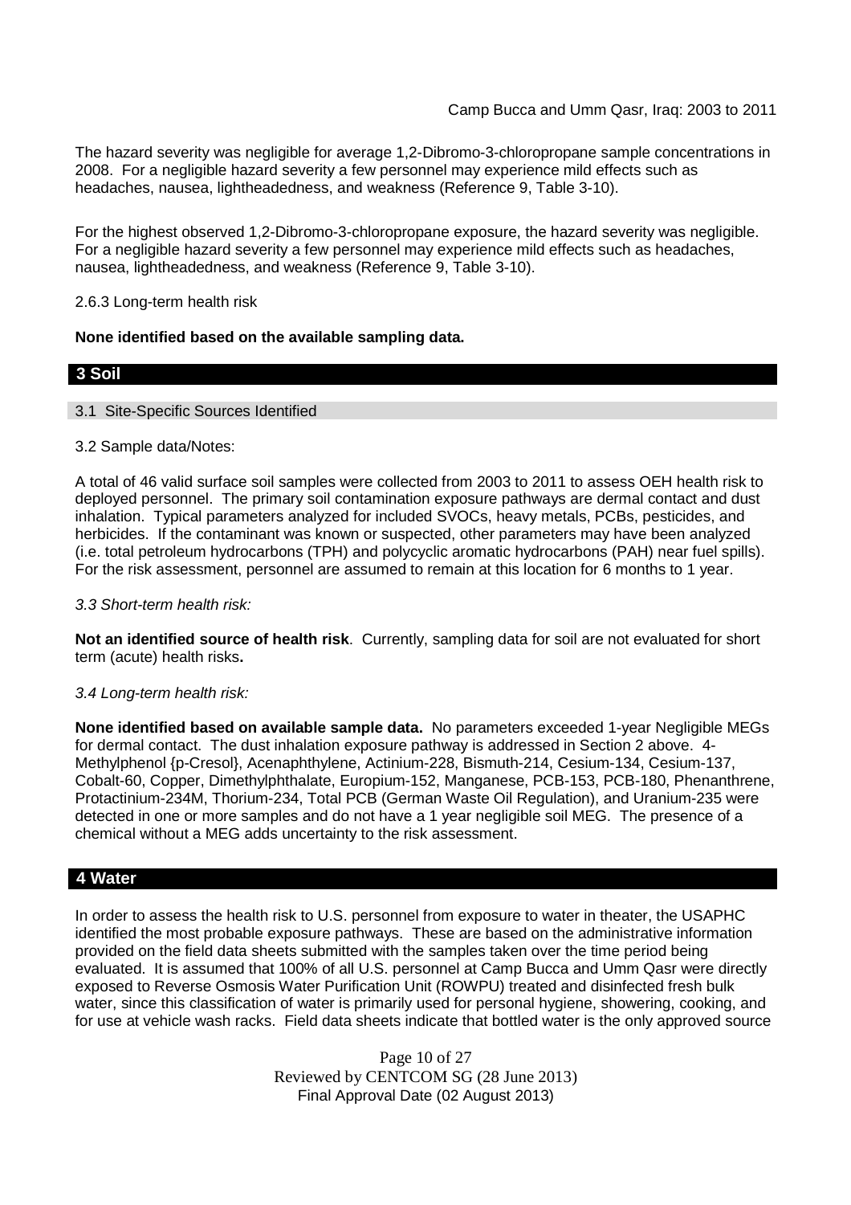The hazard severity was negligible for average 1,2-Dibromo-3-chloropropane sample concentrations in 2008. For a negligible hazard severity a few personnel may experience mild effects such as headaches, nausea, lightheadedness, and weakness (Reference 9, Table 3-10).

For the highest observed 1,2-Dibromo-3-chloropropane exposure, the hazard severity was negligible. For a negligible hazard severity a few personnel may experience mild effects such as headaches, nausea, lightheadedness, and weakness (Reference 9, Table 3-10).

2.6.3 Long-term health risk

**None identified based on the available sampling data.**

## 3 Soil

### 3.1 Site-Specific Sources Identified

3.2 Sample data/Notes:

A total of 46 valid surface soil samples were collected from 2003 to 2011 to assess OEH health risk to deployed personnel. The primary soil contamination exposure pathways are dermal contact and dust inhalation. Typical parameters analyzed for included SVOCs, heavy metals, PCBs, pesticides, and herbicides. If the contaminant was known or suspected, other parameters may have been analyzed (i.e. total petroleum hydrocarbons (TPH) and polycyclic aromatic hydrocarbons (PAH) near fuel spills). For the risk assessment, personnel are assumed to remain at this location for 6 months to 1 year.

*3.3 Short-term health risk:*

**Not an identified source of health risk**. Currently, sampling data for soil are not evaluated for short term (acute) health risks**.**

*3.4 Long-term health risk:*

**None identified based on available sample data.** No parameters exceeded 1-year Negligible MEGs for dermal contact. The dust inhalation exposure pathway is addressed in Section 2 above. 4-Methylphenol {p-Cresol}, Acenaphthylene, Actinium-228, Bismuth-214, Cesium-134, Cesium-137, Cobalt-60, Copper, Dimethylphthalate, Europium-152, Manganese, PCB-153, PCB-180, Phenanthrene, Protactinium-234M, Thorium-234, Total PCB (German Waste Oil Regulation), and Uranium-235 were detected in one or more samples and do not have a 1 year negligible soil MEG. The presence of a chemical without a MEG adds uncertainty to the risk assessment.

## 4 Water

In order to assess the health risk to U.S. personnel from exposure to water in theater, the USAPHC identified the most probable exposure pathways. These are based on the administrative information provided on the field data sheets submitted with the samples taken over the time period being evaluated. It is assumed that 100% of all U.S. personnel at Camp Bucca and Umm Qasr were directly exposed to Reverse Osmosis Water Purification Unit (ROWPU) treated and disinfected fresh bulk water, since this classification of water is primarily used for personal hygiene, showering, cooking, and for use at vehicle wash racks. Field data sheets indicate that bottled water is the only approved source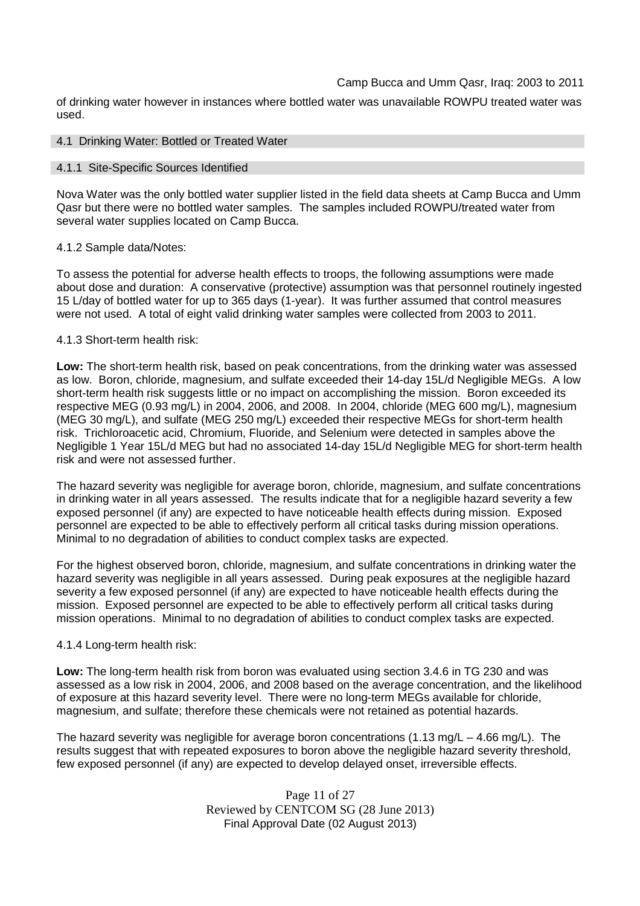of drinking water however in instances where bottled water was unavailable ROWPU treated water was used.

## 4.1 Drinking Water: Bottled or Treated Water

### 4.1.1 Site-Specific Sources Identified

Nova Water was the only bottled water supplier listed in the field data sheets at Camp Bucca and Umm Qasr but there were no bottled water samples. The samples included ROWPU/treated water from several water supplies located on Camp Bucca.

### 4.1.2 Sample data/Notes:

To assess the potential for adverse health effects to troops, the following assumptions were made about dose and duration: A conservative (protective) assumption was that personnel routinely ingested 15 L/day of bottled water for up to 365 days (1-year). It was further assumed that control measures were not used. A total of eight valid drinking water samples were collected from 2003 to 2011.

### 4.1.3 Short-term health risk:

**Low:** The short-term health risk, based on peak concentrations, from the drinking water was assessed as low. Boron, chloride, magnesium, and sulfate exceeded their 14-day 15L/d Negligible MEGs. A low short-term health risk suggests little or no impact on accomplishing the mission. Boron exceeded its respective MEG (0.93 mg/L) in 2004, 2006, and 2008. In 2004, chloride (MEG 600 mg/L), magnesium (MEG 30 mg/L), and sulfate (MEG 250 mg/L) exceeded their respective MEGs for short-term health risk. Trichloroacetic acid, Chromium, Fluoride, and Selenium were detected in samples above the Negligible 1 Year 15L/d MEG but had no associated 14-day 15L/d Negligible MEG for short-term health risk and were not assessed further.

The hazard severity was negligible for average boron, chloride, magnesium, and sulfate concentrations in drinking water in all years assessed. The results indicate that for a negligible hazard severity a few exposed personnel (if any) are expected to have noticeable health effects during mission. Exposed personnel are expected to be able to effectively perform all critical tasks during mission operations. Minimal to no degradation of abilities to conduct complex tasks are expected.

For the highest observed boron, chloride, magnesium, and sulfate concentrations in drinking water the hazard severity was negligible in all years assessed. During peak exposures at the negligible hazard severity a few exposed personnel (if any) are expected to have noticeable health effects during the mission. Exposed personnel are expected to be able to effectively perform all critical tasks during mission operations. Minimal to no degradation of abilities to conduct complex tasks are expected.

### 4.1.4 Long-term health risk:

**Low:** The long-term health risk from boron was evaluated using section 3.4.6 in TG 230 and was assessed as a low risk in 2004, 2006, and 2008 based on the average concentration, and the likelihood of exposure at this hazard severity level. There were no long-term MEGs available for chloride, magnesium, and sulfate; therefore these chemicals were not retained as potential hazards.

The hazard severity was negligible for average boron concentrations (1.13 mg/L – 4.66 mg/L). The results suggest that with repeated exposures to boron above the negligible hazard severity threshold, few exposed personnel (if any) are expected to develop delayed onset, irreversible effects.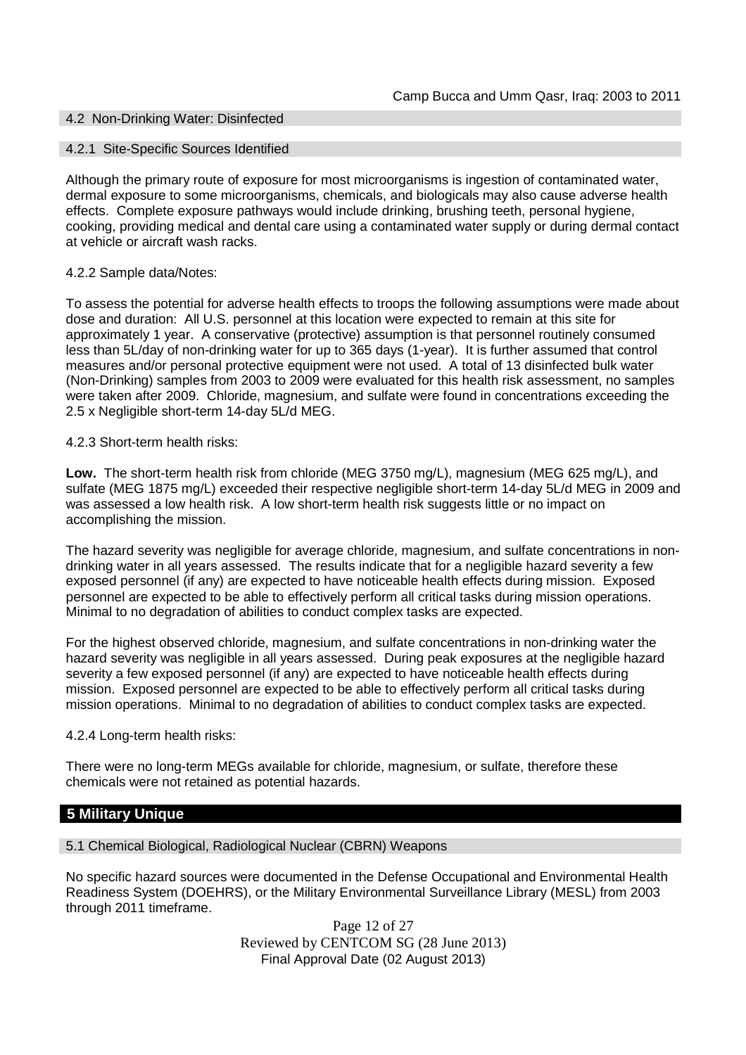### 4.2 Non-Drinking Water: Disinfected

#### 4.2.1 Site-Specific Sources Identified

Although the primary route of exposure for most microorganisms is ingestion of contaminated water, dermal exposure to some microorganisms, chemicals, and biologicals may also cause adverse health effects. Complete exposure pathways would include drinking, brushing teeth, personal hygiene, cooking, providing medical and dental care using a contaminated water supply or during dermal contact at vehicle or aircraft wash racks.

4.2.2 Sample data/Notes:

To assess the potential for adverse health effects to troops the following assumptions were made about dose and duration: All U.S. personnel at this location were expected to remain at this site for approximately 1 year. A conservative (protective) assumption is that personnel routinely consumed less than 5L/day of non-drinking water for up to 365 days (1-year). It is further assumed that control measures and/or personal protective equipment were not used. A total of 13 disinfected bulk water (Non-Drinking) samples from 2003 to 2009 were evaluated for this health risk assessment, no samples were taken after 2009. Chloride, magnesium, and sulfate were found in concentrations exceeding the 2.5 x Negligible short-term 14-day 5L/d MEG.

4.2.3 Short-term health risks:

**Low.** The short-term health risk from chloride (MEG 3750 mg/L), magnesium (MEG 625 mg/L), and sulfate (MEG 1875 mg/L) exceeded their respective negligible short-term 14-day 5L/d MEG in 2009 and was assessed a low health risk. A low short-term health risk suggests little or no impact on accomplishing the mission.

The hazard severity was negligible for average chloride, magnesium, and sulfate concentrations in non-drinking water in all years assessed. The results indicate that for a negligible hazard severity a few exposed personnel (if any) are expected to have noticeable health effects during mission. Exposed personnel are expected to be able to effectively perform all critical tasks during mission operations. Minimal to no degradation of abilities to conduct complex tasks are expected.

For the highest observed chloride, magnesium, and sulfate concentrations in non-drinking water the hazard severity was negligible in all years assessed. During peak exposures at the negligible hazard severity a few exposed personnel (if any) are expected to have noticeable health effects during mission. Exposed personnel are expected to be able to effectively perform all critical tasks during mission operations. Minimal to no degradation of abilities to conduct complex tasks are expected.

4.2.4 Long-term health risks:

There were no long-term MEGs available for chloride, magnesium, or sulfate, therefore these chemicals were not retained as potential hazards.

## 5 Military Unique

### 5.1 Chemical Biological, Radiological Nuclear (CBRN) Weapons

No specific hazard sources were documented in the Defense Occupational and Environmental Health Readiness System (DOEHRS), or the Military Environmental Surveillance Library (MESL) from 2003 through 2011 timeframe.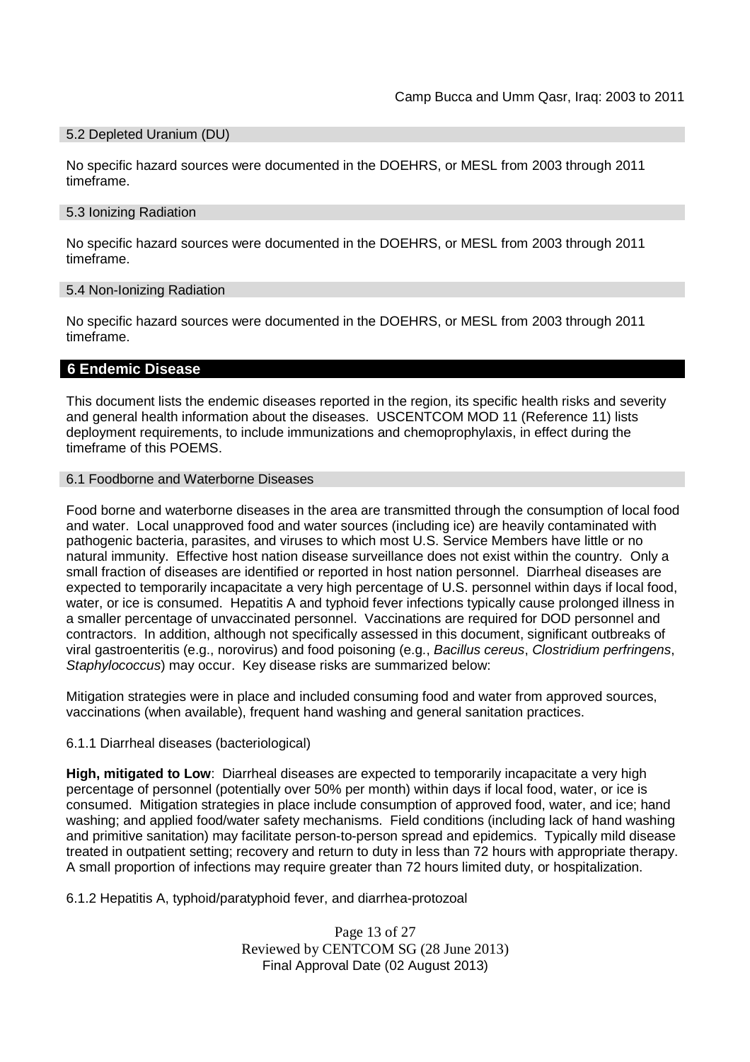### 5.2 Depleted Uranium (DU)

No specific hazard sources were documented in the DOEHRS, or MESL from 2003 through 2011 timeframe.

### 5.3 Ionizing Radiation

No specific hazard sources were documented in the DOEHRS, or MESL from 2003 through 2011 timeframe.

### 5.4 Non-Ionizing Radiation

No specific hazard sources were documented in the DOEHRS, or MESL from 2003 through 2011 timeframe.

## 6 Endemic Disease

This document lists the endemic diseases reported in the region, its specific health risks and severity and general health information about the diseases. USCENTCOM MOD 11 (Reference 11) lists deployment requirements, to include immunizations and chemoprophylaxis, in effect during the timeframe of this POEMS.

### 6.1 Foodborne and Waterborne Diseases

Food borne and waterborne diseases in the area are transmitted through the consumption of local food and water. Local unapproved food and water sources (including ice) are heavily contaminated with pathogenic bacteria, parasites, and viruses to which most U.S. Service Members have little or no natural immunity. Effective host nation disease surveillance does not exist within the country. Only a small fraction of diseases are identified or reported in host nation personnel. Diarrheal diseases are expected to temporarily incapacitate a very high percentage of U.S. personnel within days if local food, water, or ice is consumed. Hepatitis A and typhoid fever infections typically cause prolonged illness in a smaller percentage of unvaccinated personnel. Vaccinations are required for DOD personnel and contractors. In addition, although not specifically assessed in this document, significant outbreaks of viral gastroenteritis (e.g., norovirus) and food poisoning (e.g., *Bacillus cereus*, *Clostridium perfringens*, *Staphylococcus*) may occur. Key disease risks are summarized below:

Mitigation strategies were in place and included consuming food and water from approved sources, vaccinations (when available), frequent hand washing and general sanitation practices.

6.1.1 Diarrheal diseases (bacteriological)

**High, mitigated to Low**: Diarrheal diseases are expected to temporarily incapacitate a very high percentage of personnel (potentially over 50% per month) within days if local food, water, or ice is consumed. Mitigation strategies in place include consumption of approved food, water, and ice; hand washing; and applied food/water safety mechanisms. Field conditions (including lack of hand washing and primitive sanitation) may facilitate person-to-person spread and epidemics. Typically mild disease treated in outpatient setting; recovery and return to duty in less than 72 hours with appropriate therapy. A small proportion of infections may require greater than 72 hours limited duty, or hospitalization.

6.1.2 Hepatitis A, typhoid/paratyphoid fever, and diarrhea-protozoal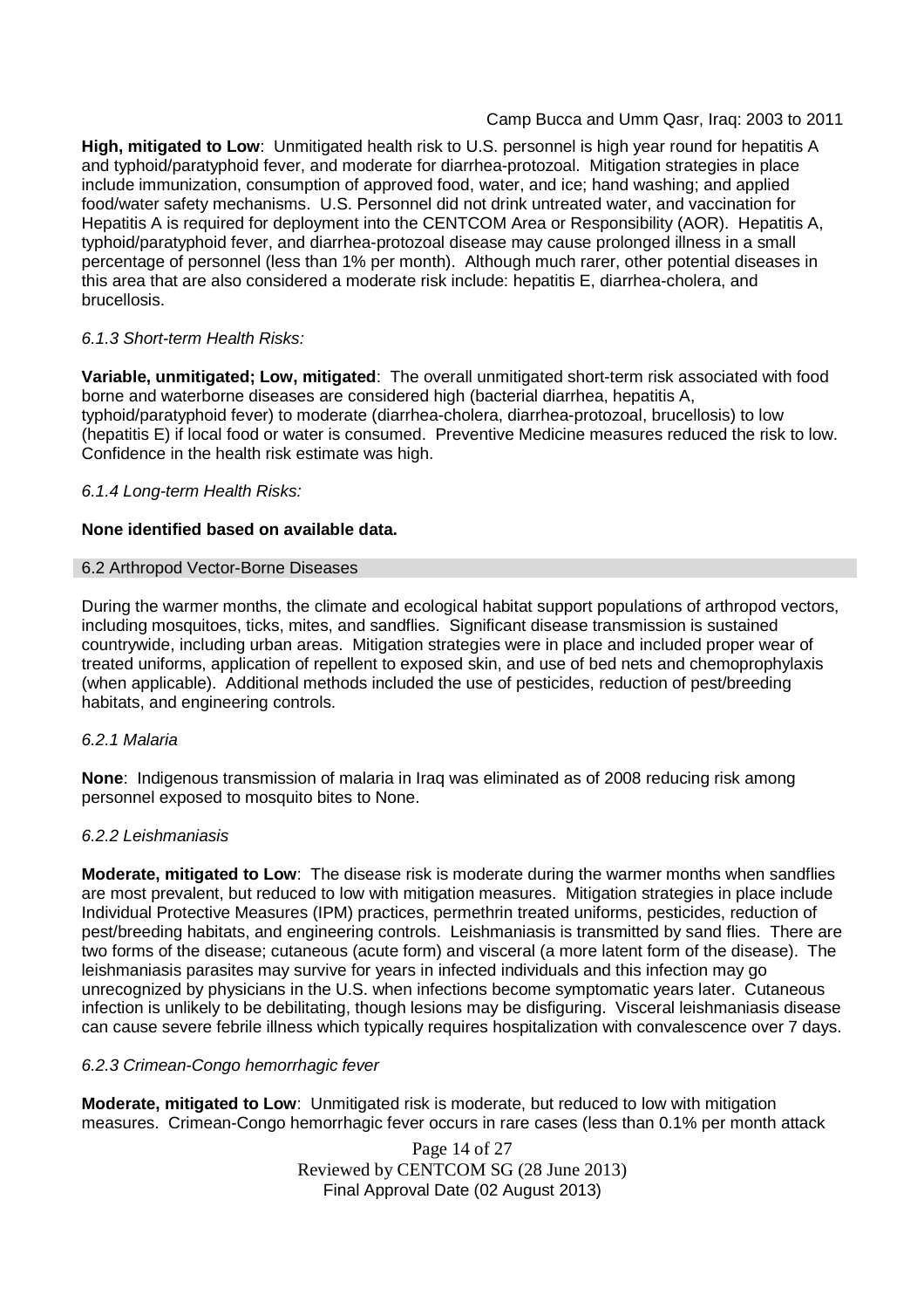**High, mitigated to Low**: Unmitigated health risk to U.S. personnel is high year round for hepatitis A and typhoid/paratyphoid fever, and moderate for diarrhea-protozoal. Mitigation strategies in place include immunization, consumption of approved food, water, and ice; hand washing; and applied food/water safety mechanisms. U.S. Personnel did not drink untreated water, and vaccination for Hepatitis A is required for deployment into the CENTCOM Area or Responsibility (AOR). Hepatitis A, typhoid/paratyphoid fever, and diarrhea-protozoal disease may cause prolonged illness in a small percentage of personnel (less than 1% per month). Although much rarer, other potential diseases in this area that are also considered a moderate risk include: hepatitis E, diarrhea-cholera, and brucellosis.

*6.1.3 Short-term Health Risks:*

**Variable, unmitigated; Low, mitigated**: The overall unmitigated short-term risk associated with food borne and waterborne diseases are considered high (bacterial diarrhea, hepatitis A, typhoid/paratyphoid fever) to moderate (diarrhea-cholera, diarrhea-protozoal, brucellosis) to low (hepatitis E) if local food or water is consumed. Preventive Medicine measures reduced the risk to low. Confidence in the health risk estimate was high.

*6.1.4 Long-term Health Risks:*

**None identified based on available data.**

## 6.2 Arthropod Vector-Borne Diseases

During the warmer months, the climate and ecological habitat support populations of arthropod vectors, including mosquitoes, ticks, mites, and sandflies. Significant disease transmission is sustained countrywide, including urban areas. Mitigation strategies were in place and included proper wear of treated uniforms, application of repellent to exposed skin, and use of bed nets and chemoprophylaxis (when applicable). Additional methods included the use of pesticides, reduction of pest/breeding habitats, and engineering controls.

*6.2.1 Malaria*

**None**: Indigenous transmission of malaria in Iraq was eliminated as of 2008 reducing risk among personnel exposed to mosquito bites to None.

*6.2.2 Leishmaniasis*

**Moderate, mitigated to Low**: The disease risk is moderate during the warmer months when sandflies are most prevalent, but reduced to low with mitigation measures. Mitigation strategies in place include Individual Protective Measures (IPM) practices, permethrin treated uniforms, pesticides, reduction of pest/breeding habitats, and engineering controls. Leishmaniasis is transmitted by sand flies. There are two forms of the disease; cutaneous (acute form) and visceral (a more latent form of the disease). The leishmaniasis parasites may survive for years in infected individuals and this infection may go unrecognized by physicians in the U.S. when infections become symptomatic years later. Cutaneous infection is unlikely to be debilitating, though lesions may be disfiguring. Visceral leishmaniasis disease can cause severe febrile illness which typically requires hospitalization with convalescence over 7 days.

*6.2.3 Crimean-Congo hemorrhagic fever*

**Moderate, mitigated to Low**: Unmitigated risk is moderate, but reduced to low with mitigation measures. Crimean-Congo hemorrhagic fever occurs in rare cases (less than 0.1% per month attack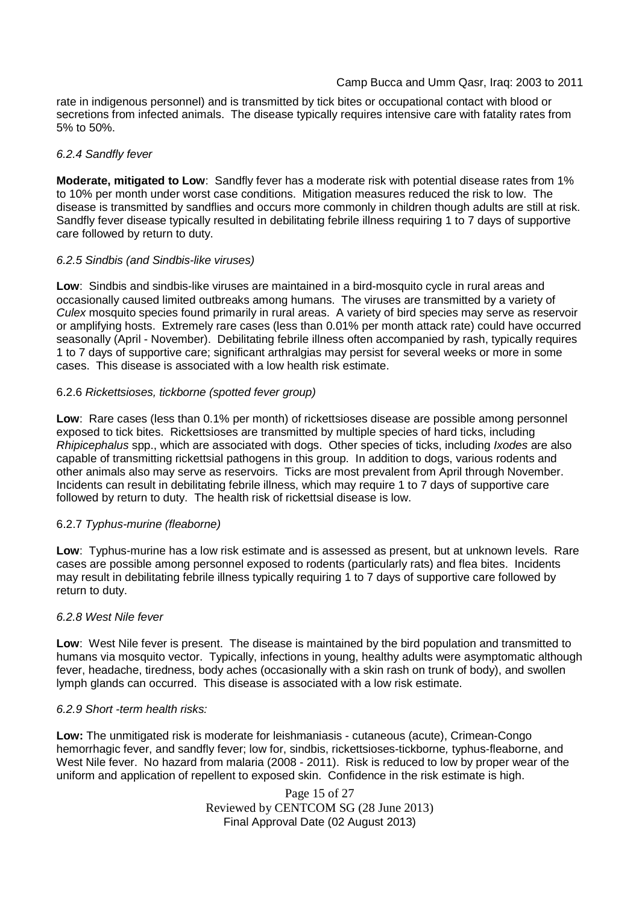rate in indigenous personnel) and is transmitted by tick bites or occupational contact with blood or secretions from infected animals. The disease typically requires intensive care with fatality rates from 5% to 50%.

#### *6.2.4 Sandfly fever*

**Moderate, mitigated to Low**: Sandfly fever has a moderate risk with potential disease rates from 1% to 10% per month under worst case conditions. Mitigation measures reduced the risk to low. The disease is transmitted by sandflies and occurs more commonly in children though adults are still at risk. Sandfly fever disease typically resulted in debilitating febrile illness requiring 1 to 7 days of supportive care followed by return to duty.

#### *6.2.5 Sindbis (and Sindbis-like viruses)*

**Low**: Sindbis and sindbis-like viruses are maintained in a bird-mosquito cycle in rural areas and occasionally caused limited outbreaks among humans. The viruses are transmitted by a variety of *Culex* mosquito species found primarily in rural areas. A variety of bird species may serve as reservoir or amplifying hosts. Extremely rare cases (less than 0.01% per month attack rate) could have occurred seasonally (April - November). Debilitating febrile illness often accompanied by rash, typically requires 1 to 7 days of supportive care; significant arthralgias may persist for several weeks or more in some cases. This disease is associated with a low health risk estimate.

#### 6.2.6 *Rickettsioses, tickborne (spotted fever group)*

**Low**: Rare cases (less than 0.1% per month) of rickettsioses disease are possible among personnel exposed to tick bites. Rickettsioses are transmitted by multiple species of hard ticks, including *Rhipicephalus* spp., which are associated with dogs. Other species of ticks, including *Ixodes* are also capable of transmitting rickettsial pathogens in this group. In addition to dogs, various rodents and other animals also may serve as reservoirs. Ticks are most prevalent from April through November. Incidents can result in debilitating febrile illness, which may require 1 to 7 days of supportive care followed by return to duty. The health risk of rickettsial disease is low.

#### 6.2.7 *Typhus-murine (fleaborne)*

**Low**: Typhus-murine has a low risk estimate and is assessed as present, but at unknown levels. Rare cases are possible among personnel exposed to rodents (particularly rats) and flea bites. Incidents may result in debilitating febrile illness typically requiring 1 to 7 days of supportive care followed by return to duty.

#### *6.2.8 West Nile fever*

**Low**: West Nile fever is present. The disease is maintained by the bird population and transmitted to humans via mosquito vector. Typically, infections in young, healthy adults were asymptomatic although fever, headache, tiredness, body aches (occasionally with a skin rash on trunk of body), and swollen lymph glands can occurred. This disease is associated with a low risk estimate.

#### *6.2.9 Short -term health risks:*

**Low:** The unmitigated risk is moderate for leishmaniasis - cutaneous (acute), Crimean-Congo hemorrhagic fever, and sandfly fever; low for, sindbis, rickettsioses-tickborne*,* typhus-fleaborne, and West Nile fever. No hazard from malaria (2008 - 2011). Risk is reduced to low by proper wear of the uniform and application of repellent to exposed skin. Confidence in the risk estimate is high.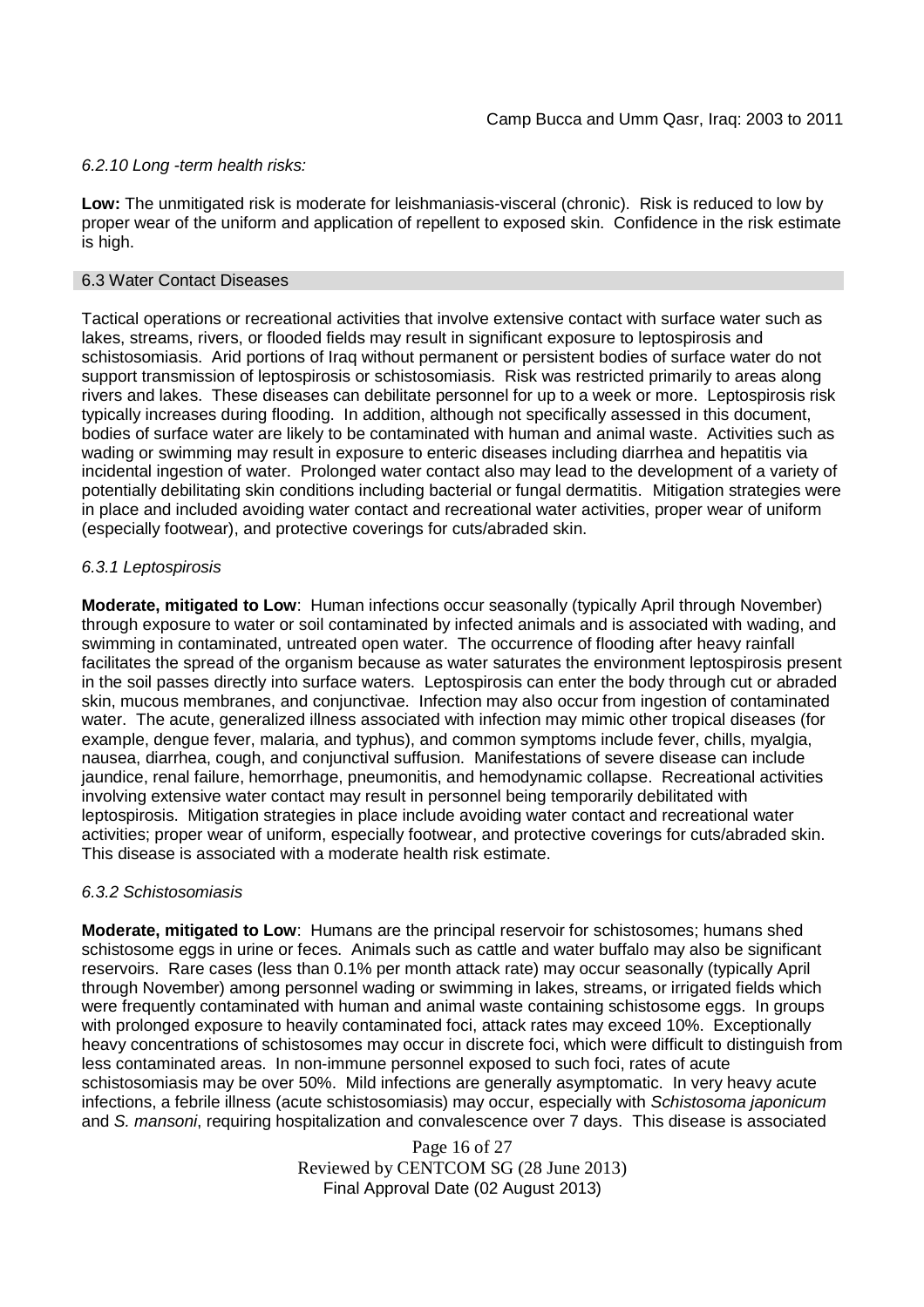*6.2.10 Long -term health risks:*

**Low:** The unmitigated risk is moderate for leishmaniasis-visceral (chronic). Risk is reduced to low by proper wear of the uniform and application of repellent to exposed skin. Confidence in the risk estimate is high.

## 6.3 Water Contact Diseases

Tactical operations or recreational activities that involve extensive contact with surface water such as lakes, streams, rivers, or flooded fields may result in significant exposure to leptospirosis and schistosomiasis. Arid portions of Iraq without permanent or persistent bodies of surface water do not support transmission of leptospirosis or schistosomiasis. Risk was restricted primarily to areas along rivers and lakes. These diseases can debilitate personnel for up to a week or more. Leptospirosis risk typically increases during flooding. In addition, although not specifically assessed in this document, bodies of surface water are likely to be contaminated with human and animal waste. Activities such as wading or swimming may result in exposure to enteric diseases including diarrhea and hepatitis via incidental ingestion of water. Prolonged water contact also may lead to the development of a variety of potentially debilitating skin conditions including bacterial or fungal dermatitis. Mitigation strategies were in place and included avoiding water contact and recreational water activities, proper wear of uniform (especially footwear), and protective coverings for cuts/abraded skin.

*6.3.1 Leptospirosis*

**Moderate, mitigated to Low**: Human infections occur seasonally (typically April through November) through exposure to water or soil contaminated by infected animals and is associated with wading, and swimming in contaminated, untreated open water. The occurrence of flooding after heavy rainfall facilitates the spread of the organism because as water saturates the environment leptospirosis present in the soil passes directly into surface waters. Leptospirosis can enter the body through cut or abraded skin, mucous membranes, and conjunctivae. Infection may also occur from ingestion of contaminated water. The acute, generalized illness associated with infection may mimic other tropical diseases (for example, dengue fever, malaria, and typhus), and common symptoms include fever, chills, myalgia, nausea, diarrhea, cough, and conjunctival suffusion. Manifestations of severe disease can include jaundice, renal failure, hemorrhage, pneumonitis, and hemodynamic collapse. Recreational activities involving extensive water contact may result in personnel being temporarily debilitated with leptospirosis. Mitigation strategies in place include avoiding water contact and recreational water activities; proper wear of uniform, especially footwear, and protective coverings for cuts/abraded skin. This disease is associated with a moderate health risk estimate.

*6.3.2 Schistosomiasis*

**Moderate, mitigated to Low**: Humans are the principal reservoir for schistosomes; humans shed schistosome eggs in urine or feces. Animals such as cattle and water buffalo may also be significant reservoirs. Rare cases (less than 0.1% per month attack rate) may occur seasonally (typically April through November) among personnel wading or swimming in lakes, streams, or irrigated fields which were frequently contaminated with human and animal waste containing schistosome eggs. In groups with prolonged exposure to heavily contaminated foci, attack rates may exceed 10%. Exceptionally heavy concentrations of schistosomes may occur in discrete foci, which were difficult to distinguish from less contaminated areas. In non-immune personnel exposed to such foci, rates of acute schistosomiasis may be over 50%. Mild infections are generally asymptomatic. In very heavy acute infections, a febrile illness (acute schistosomiasis) may occur, especially with *Schistosoma japonicum* and *S. mansoni*, requiring hospitalization and convalescence over 7 days. This disease is associated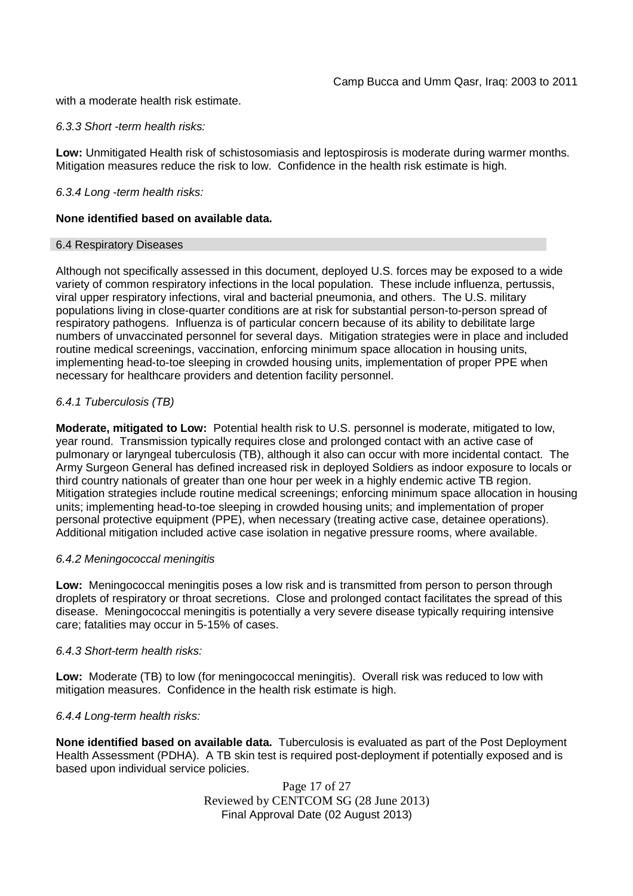with a moderate health risk estimate.

*6.3.3 Short -term health risks:*

**Low:** Unmitigated Health risk of schistosomiasis and leptospirosis is moderate during warmer months. Mitigation measures reduce the risk to low. Confidence in the health risk estimate is high.

*6.3.4 Long -term health risks:*

**None identified based on available data.**

## 6.4 Respiratory Diseases

Although not specifically assessed in this document, deployed U.S. forces may be exposed to a wide variety of common respiratory infections in the local population. These include influenza, pertussis, viral upper respiratory infections, viral and bacterial pneumonia, and others. The U.S. military populations living in close-quarter conditions are at risk for substantial person-to-person spread of respiratory pathogens. Influenza is of particular concern because of its ability to debilitate large numbers of unvaccinated personnel for several days. Mitigation strategies were in place and included routine medical screenings, vaccination, enforcing minimum space allocation in housing units, implementing head-to-toe sleeping in crowded housing units, implementation of proper PPE when necessary for healthcare providers and detention facility personnel.

*6.4.1 Tuberculosis (TB)*

**Moderate, mitigated to Low:** Potential health risk to U.S. personnel is moderate, mitigated to low, year round. Transmission typically requires close and prolonged contact with an active case of pulmonary or laryngeal tuberculosis (TB), although it also can occur with more incidental contact. The Army Surgeon General has defined increased risk in deployed Soldiers as indoor exposure to locals or third country nationals of greater than one hour per week in a highly endemic active TB region. Mitigation strategies include routine medical screenings; enforcing minimum space allocation in housing units; implementing head-to-toe sleeping in crowded housing units; and implementation of proper personal protective equipment (PPE), when necessary (treating active case, detainee operations). Additional mitigation included active case isolation in negative pressure rooms, where available.

*6.4.2 Meningococcal meningitis*

**Low:** Meningococcal meningitis poses a low risk and is transmitted from person to person through droplets of respiratory or throat secretions. Close and prolonged contact facilitates the spread of this disease. Meningococcal meningitis is potentially a very severe disease typically requiring intensive care; fatalities may occur in 5-15% of cases.

*6.4.3 Short-term health risks:*

**Low:** Moderate (TB) to low (for meningococcal meningitis). Overall risk was reduced to low with mitigation measures. Confidence in the health risk estimate is high.

*6.4.4 Long-term health risks:*

**None identified based on available data.** Tuberculosis is evaluated as part of the Post Deployment Health Assessment (PDHA). A TB skin test is required post-deployment if potentially exposed and is based upon individual service policies.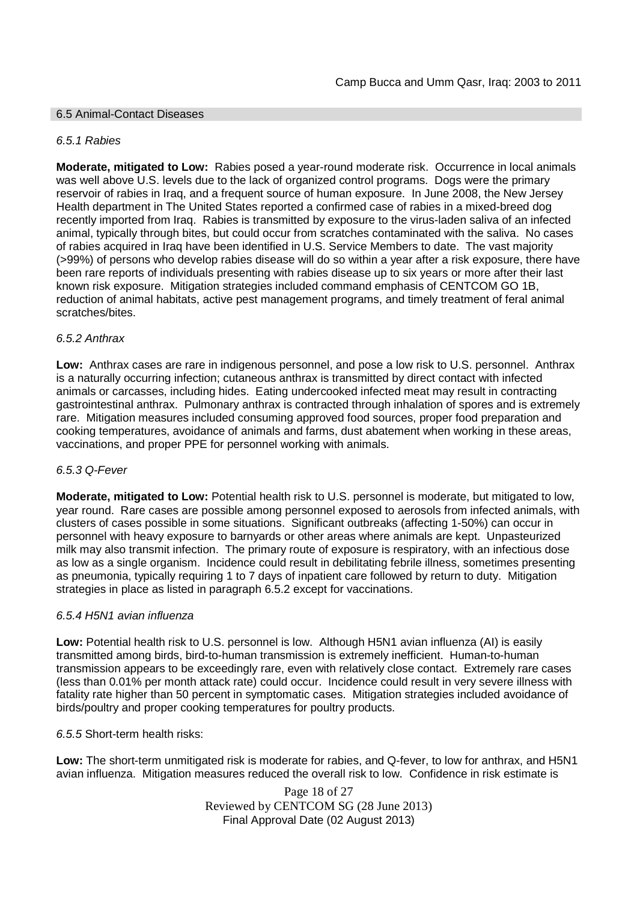### 6.5 Animal-Contact Diseases

#### *6.5.1 Rabies*

**Moderate, mitigated to Low:** Rabies posed a year-round moderate risk. Occurrence in local animals was well above U.S. levels due to the lack of organized control programs. Dogs were the primary reservoir of rabies in Iraq, and a frequent source of human exposure. In June 2008, the New Jersey Health department in The United States reported a confirmed case of rabies in a mixed-breed dog recently imported from Iraq. Rabies is transmitted by exposure to the virus-laden saliva of an infected animal, typically through bites, but could occur from scratches contaminated with the saliva. No cases of rabies acquired in Iraq have been identified in U.S. Service Members to date. The vast majority (>99%) of persons who develop rabies disease will do so within a year after a risk exposure, there have been rare reports of individuals presenting with rabies disease up to six years or more after their last known risk exposure. Mitigation strategies included command emphasis of CENTCOM GO 1B, reduction of animal habitats, active pest management programs, and timely treatment of feral animal scratches/bites.

#### *6.5.2 Anthrax*

**Low:** Anthrax cases are rare in indigenous personnel, and pose a low risk to U.S. personnel. Anthrax is a naturally occurring infection; cutaneous anthrax is transmitted by direct contact with infected animals or carcasses, including hides. Eating undercooked infected meat may result in contracting gastrointestinal anthrax. Pulmonary anthrax is contracted through inhalation of spores and is extremely rare. Mitigation measures included consuming approved food sources, proper food preparation and cooking temperatures, avoidance of animals and farms, dust abatement when working in these areas, vaccinations, and proper PPE for personnel working with animals.

#### *6.5.3 Q-Fever*

**Moderate, mitigated to Low:** Potential health risk to U.S. personnel is moderate, but mitigated to low, year round. Rare cases are possible among personnel exposed to aerosols from infected animals, with clusters of cases possible in some situations. Significant outbreaks (affecting 1-50%) can occur in personnel with heavy exposure to barnyards or other areas where animals are kept. Unpasteurized milk may also transmit infection. The primary route of exposure is respiratory, with an infectious dose as low as a single organism. Incidence could result in debilitating febrile illness, sometimes presenting as pneumonia, typically requiring 1 to 7 days of inpatient care followed by return to duty. Mitigation strategies in place as listed in paragraph 6.5.2 except for vaccinations.

#### *6.5.4 H5N1 avian influenza*

**Low:** Potential health risk to U.S. personnel is low. Although H5N1 avian influenza (AI) is easily transmitted among birds, bird-to-human transmission is extremely inefficient. Human-to-human transmission appears to be exceedingly rare, even with relatively close contact. Extremely rare cases (less than 0.01% per month attack rate) could occur. Incidence could result in very severe illness with fatality rate higher than 50 percent in symptomatic cases. Mitigation strategies included avoidance of birds/poultry and proper cooking temperatures for poultry products.

#### *6.5.5* Short-term health risks:

**Low:** The short-term unmitigated risk is moderate for rabies, and Q-fever, to low for anthrax, and H5N1 avian influenza. Mitigation measures reduced the overall risk to low. Confidence in risk estimate is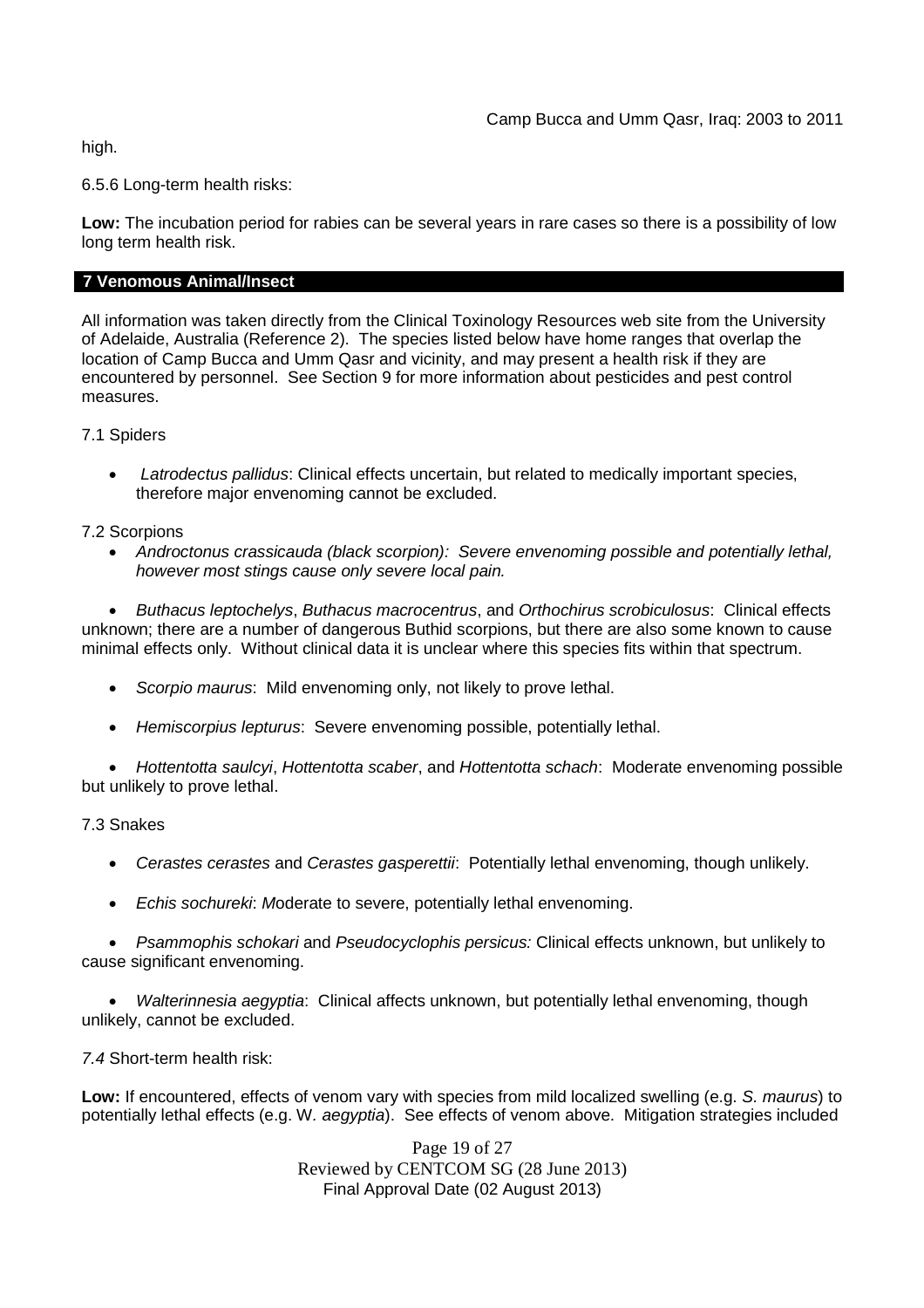high.

6.5.6 Long-term health risks:

**Low:** The incubation period for rabies can be several years in rare cases so there is a possibility of low long term health risk.

## 7 Venomous Animal/Insect

All information was taken directly from the Clinical Toxinology Resources web site from the University of Adelaide, Australia (Reference 2). The species listed below have home ranges that overlap the location of Camp Bucca and Umm Qasr and vicinity, and may present a health risk if they are encountered by personnel. See Section 9 for more information about pesticides and pest control measures.

7.1 Spiders

- *Latrodectus pallidus*: Clinical effects uncertain, but related to medically important species, therefore major envenoming cannot be excluded.

7.2 Scorpions

- *Androctonus crassicauda (black scorpion): Severe envenoming possible and potentially lethal, however most stings cause only severe local pain.*
- *Buthacus leptochelys*, *Buthacus macrocentrus*, and *Orthochirus scrobiculosus*: Clinical effects unknown; there are a number of dangerous Buthid scorpions, but there are also some known to cause minimal effects only. Without clinical data it is unclear where this species fits within that spectrum.
- *Scorpio maurus*: Mild envenoming only, not likely to prove lethal.
- *Hemiscorpius lepturus*: Severe envenoming possible, potentially lethal.
- *Hottentotta saulcyi*, *Hottentotta scaber*, and *Hottentotta schach*: Moderate envenoming possible but unlikely to prove lethal.

7.3 Snakes

- *Cerastes cerastes* and *Cerastes gasperettii*: Potentially lethal envenoming, though unlikely.
- *Echis sochureki*: *M*oderate to severe, potentially lethal envenoming.
- *Psammophis schokari* and *Pseudocyclophis persicus:* Clinical effects unknown, but unlikely to cause significant envenoming.
- *Walterinnesia aegyptia*: Clinical affects unknown, but potentially lethal envenoming, though unlikely, cannot be excluded.

*7.4* Short-term health risk:

**Low:** If encountered, effects of venom vary with species from mild localized swelling (e.g. *S. maurus*) to potentially lethal effects (e.g. W. *aegyptia*). See effects of venom above. Mitigation strategies included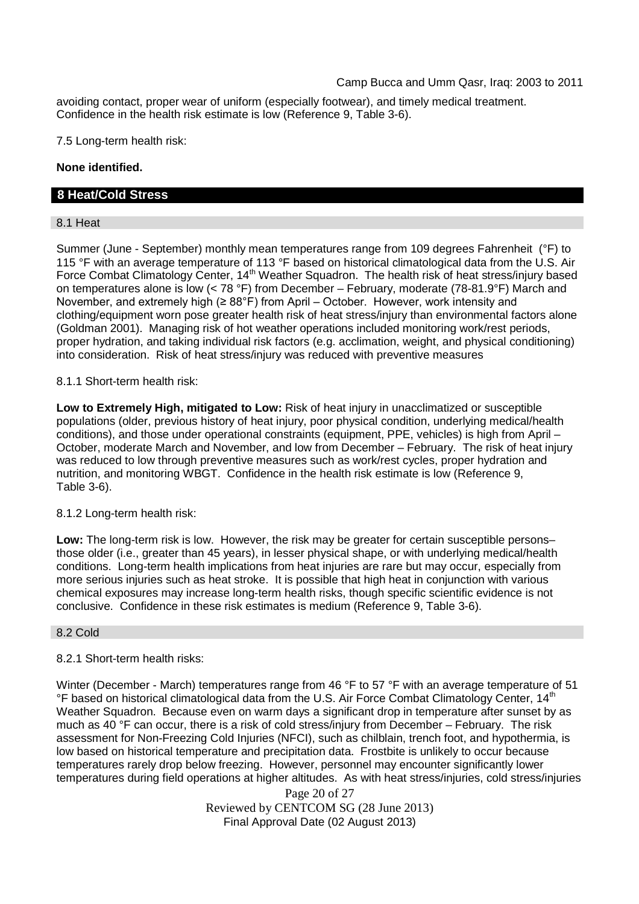avoiding contact, proper wear of uniform (especially footwear), and timely medical treatment. Confidence in the health risk estimate is low (Reference 9, Table 3-6).

7.5 Long-term health risk:

**None identified.**

## 8 Heat/Cold Stress

### 8.1 Heat

Summer (June - September) monthly mean temperatures range from 109 degrees Fahrenheit (°F) to 115 °F with an average temperature of 113 °F based on historical climatological data from the U.S. Air Force Combat Climatology Center, 14th Weather Squadron. The health risk of heat stress/injury based on temperatures alone is low (< 78 °F) from December – February, moderate (78-81.9°F) March and November, and extremely high (≥ 88°F) from April – October. However, work intensity and clothing/equipment worn pose greater health risk of heat stress/injury than environmental factors alone (Goldman 2001). Managing risk of hot weather operations included monitoring work/rest periods, proper hydration, and taking individual risk factors (e.g. acclimation, weight, and physical conditioning) into consideration. Risk of heat stress/injury was reduced with preventive measures

8.1.1 Short-term health risk:

**Low to Extremely High, mitigated to Low:** Risk of heat injury in unacclimatized or susceptible populations (older, previous history of heat injury, poor physical condition, underlying medical/health conditions), and those under operational constraints (equipment, PPE, vehicles) is high from April – October, moderate March and November, and low from December – February. The risk of heat injury was reduced to low through preventive measures such as work/rest cycles, proper hydration and nutrition, and monitoring WBGT. Confidence in the health risk estimate is low (Reference 9, Table 3-6).

8.1.2 Long-term health risk:

**Low:** The long-term risk is low. However, the risk may be greater for certain susceptible persons– those older (i.e., greater than 45 years), in lesser physical shape, or with underlying medical/health conditions. Long-term health implications from heat injuries are rare but may occur, especially from more serious injuries such as heat stroke. It is possible that high heat in conjunction with various chemical exposures may increase long-term health risks, though specific scientific evidence is not conclusive. Confidence in these risk estimates is medium (Reference 9, Table 3-6).

### 8.2 Cold

8.2.1 Short-term health risks:

Winter (December - March) temperatures range from 46 °F to 57 °F with an average temperature of 51 °F based on historical climatological data from the U.S. Air Force Combat Climatology Center, 14th Weather Squadron. Because even on warm days a significant drop in temperature after sunset by as much as 40 °F can occur, there is a risk of cold stress/injury from December – February. The risk assessment for Non-Freezing Cold Injuries (NFCI), such as chilblain, trench foot, and hypothermia, is low based on historical temperature and precipitation data. Frostbite is unlikely to occur because temperatures rarely drop below freezing. However, personnel may encounter significantly lower temperatures during field operations at higher altitudes. As with heat stress/injuries, cold stress/injuries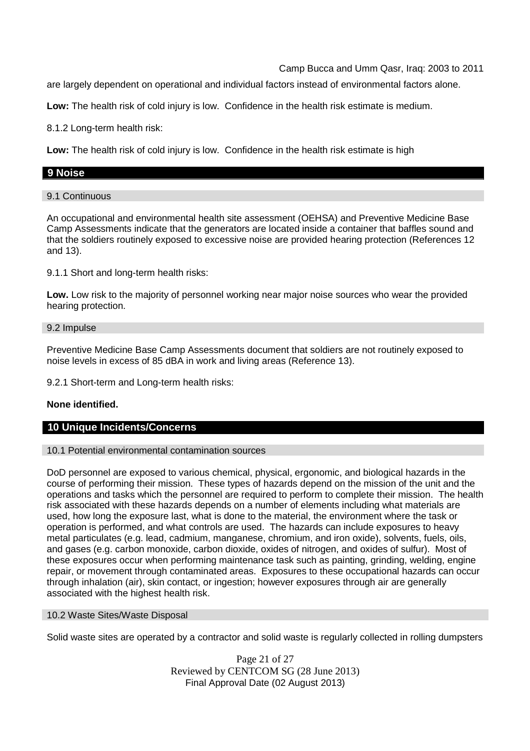are largely dependent on operational and individual factors instead of environmental factors alone.

**Low:** The health risk of cold injury is low. Confidence in the health risk estimate is medium.

8.1.2 Long-term health risk:

**Low:** The health risk of cold injury is low. Confidence in the health risk estimate is high

## 9 Noise

### 9.1 Continuous

An occupational and environmental health site assessment (OEHSA) and Preventive Medicine Base Camp Assessments indicate that the generators are located inside a container that baffles sound and that the soldiers routinely exposed to excessive noise are provided hearing protection (References 12 and 13).

9.1.1 Short and long-term health risks:

**Low.** Low risk to the majority of personnel working near major noise sources who wear the provided hearing protection.

### 9.2 Impulse

Preventive Medicine Base Camp Assessments document that soldiers are not routinely exposed to noise levels in excess of 85 dBA in work and living areas (Reference 13).

9.2.1 Short-term and Long-term health risks:

**None identified.**

## 10 Unique Incidents/Concerns

### 10.1 Potential environmental contamination sources

DoD personnel are exposed to various chemical, physical, ergonomic, and biological hazards in the course of performing their mission. These types of hazards depend on the mission of the unit and the operations and tasks which the personnel are required to perform to complete their mission. The health risk associated with these hazards depends on a number of elements including what materials are used, how long the exposure last, what is done to the material, the environment where the task or operation is performed, and what controls are used. The hazards can include exposures to heavy metal particulates (e.g. lead, cadmium, manganese, chromium, and iron oxide), solvents, fuels, oils, and gases (e.g. carbon monoxide, carbon dioxide, oxides of nitrogen, and oxides of sulfur). Most of these exposures occur when performing maintenance task such as painting, grinding, welding, engine repair, or movement through contaminated areas. Exposures to these occupational hazards can occur through inhalation (air), skin contact, or ingestion; however exposures through air are generally associated with the highest health risk.

### 10.2 Waste Sites/Waste Disposal

Solid waste sites are operated by a contractor and solid waste is regularly collected in rolling dumpsters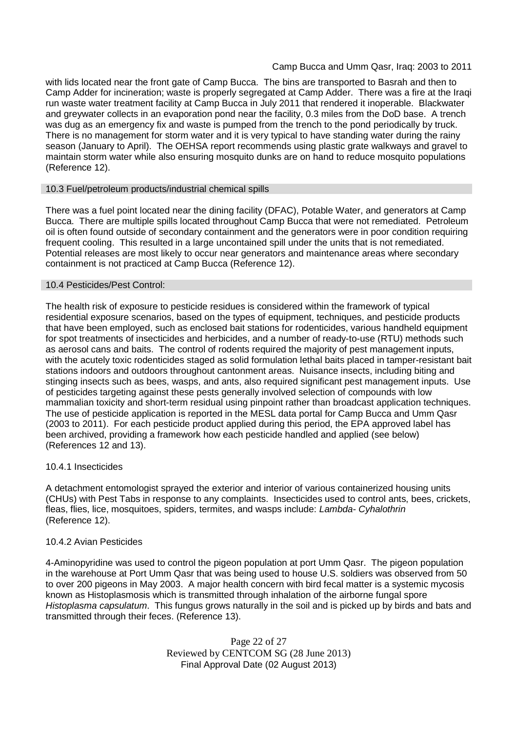with lids located near the front gate of Camp Bucca. The bins are transported to Basrah and then to Camp Adder for incineration; waste is properly segregated at Camp Adder. There was a fire at the Iraqi run waste water treatment facility at Camp Bucca in July 2011 that rendered it inoperable. Blackwater and greywater collects in an evaporation pond near the facility, 0.3 miles from the DoD base. A trench was dug as an emergency fix and waste is pumped from the trench to the pond periodically by truck. There is no management for storm water and it is very typical to have standing water during the rainy season (January to April). The OEHSA report recommends using plastic grate walkways and gravel to maintain storm water while also ensuring mosquito dunks are on hand to reduce mosquito populations (Reference 12).

## 10.3 Fuel/petroleum products/industrial chemical spills

There was a fuel point located near the dining facility (DFAC), Potable Water, and generators at Camp Bucca. There are multiple spills located throughout Camp Bucca that were not remediated. Petroleum oil is often found outside of secondary containment and the generators were in poor condition requiring frequent cooling. This resulted in a large uncontained spill under the units that is not remediated. Potential releases are most likely to occur near generators and maintenance areas where secondary containment is not practiced at Camp Bucca (Reference 12).

## 10.4 Pesticides/Pest Control:

The health risk of exposure to pesticide residues is considered within the framework of typical residential exposure scenarios, based on the types of equipment, techniques, and pesticide products that have been employed, such as enclosed bait stations for rodenticides, various handheld equipment for spot treatments of insecticides and herbicides, and a number of ready-to-use (RTU) methods such as aerosol cans and baits. The control of rodents required the majority of pest management inputs, with the acutely toxic rodenticides staged as solid formulation lethal baits placed in tamper-resistant bait stations indoors and outdoors throughout cantonment areas. Nuisance insects, including biting and stinging insects such as bees, wasps, and ants, also required significant pest management inputs. Use of pesticides targeting against these pests generally involved selection of compounds with low mammalian toxicity and short-term residual using pinpoint rather than broadcast application techniques. The use of pesticide application is reported in the MESL data portal for Camp Bucca and Umm Qasr (2003 to 2011). For each pesticide product applied during this period, the EPA approved label has been archived, providing a framework how each pesticide handled and applied (see below) (References 12 and 13).

### 10.4.1 Insecticides

A detachment entomologist sprayed the exterior and interior of various containerized housing units (CHUs) with Pest Tabs in response to any complaints. Insecticides used to control ants, bees, crickets, fleas, flies, lice, mosquitoes, spiders, termites, and wasps include: *Lambda- Cyhalothrin* (Reference 12).

### 10.4.2 Avian Pesticides

4-Aminopyridine was used to control the pigeon population at port Umm Qasr. The pigeon population in the warehouse at Port Umm Qasr that was being used to house U.S. soldiers was observed from 50 to over 200 pigeons in May 2003. A major health concern with bird fecal matter is a systemic mycosis known as Histoplasmosis which is transmitted through inhalation of the airborne fungal spore *Histoplasma capsulatum*. This fungus grows naturally in the soil and is picked up by birds and bats and transmitted through their feces. (Reference 13).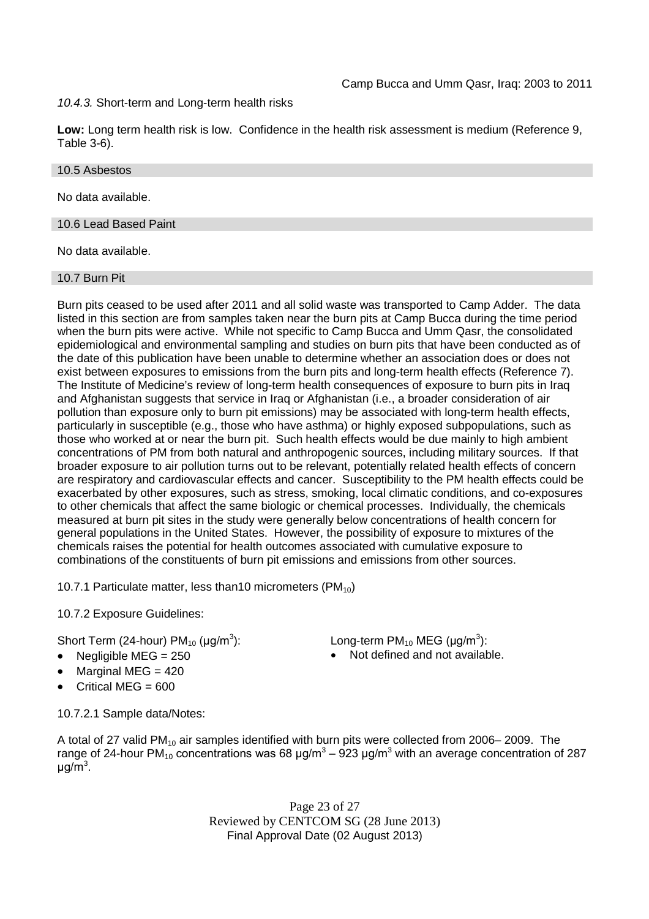*10.4.3.* Short-term and Long-term health risks

**Low:** Long term health risk is low. Confidence in the health risk assessment is medium (Reference 9, Table 3-6).

### 10.5 Asbestos

No data available.

### 10.6 Lead Based Paint

No data available.

### 10.7 Burn Pit

Burn pits ceased to be used after 2011 and all solid waste was transported to Camp Adder. The data listed in this section are from samples taken near the burn pits at Camp Bucca during the time period when the burn pits were active. While not specific to Camp Bucca and Umm Qasr, the consolidated epidemiological and environmental sampling and studies on burn pits that have been conducted as of the date of this publication have been unable to determine whether an association does or does not exist between exposures to emissions from the burn pits and long-term health effects (Reference 7). The Institute of Medicine's review of long-term health consequences of exposure to burn pits in Iraq and Afghanistan suggests that service in Iraq or Afghanistan (i.e., a broader consideration of air pollution than exposure only to burn pit emissions) may be associated with long-term health effects, particularly in susceptible (e.g., those who have asthma) or highly exposed subpopulations, such as those who worked at or near the burn pit. Such health effects would be due mainly to high ambient concentrations of PM from both natural and anthropogenic sources, including military sources. If that broader exposure to air pollution turns out to be relevant, potentially related health effects of concern are respiratory and cardiovascular effects and cancer. Susceptibility to the PM health effects could be exacerbated by other exposures, such as stress, smoking, local climatic conditions, and co-exposures to other chemicals that affect the same biologic or chemical processes. Individually, the chemicals measured at burn pit sites in the study were generally below concentrations of health concern for general populations in the United States. However, the possibility of exposure to mixtures of the chemicals raises the potential for health outcomes associated with cumulative exposure to combinations of the constituents of burn pit emissions and emissions from other sources.

10.7.1 Particulate matter, less than10 micrometers ($PM_{10}$)

10.7.2 Exposure Guidelines:

Short Term (24-hour) $PM_{10}$ ($\mu g/m^3$):

- Negligible MEG = 250
- Marginal MEG = 420
- Critical MEG = 600

Long-term $PM_{10}$ MEG ($\mu g/m^3$):

- Not defined and not available.

10.7.2.1 Sample data/Notes:

A total of 27 valid $PM_{10}$ air samples identified with burn pits were collected from 2006– 2009. The range of 24-hour $PM_{10}$ concentrations was 68 $\mu g/m^3$ – 923 $\mu g/m^3$ with an average concentration of 287 $\mu g/m^3$.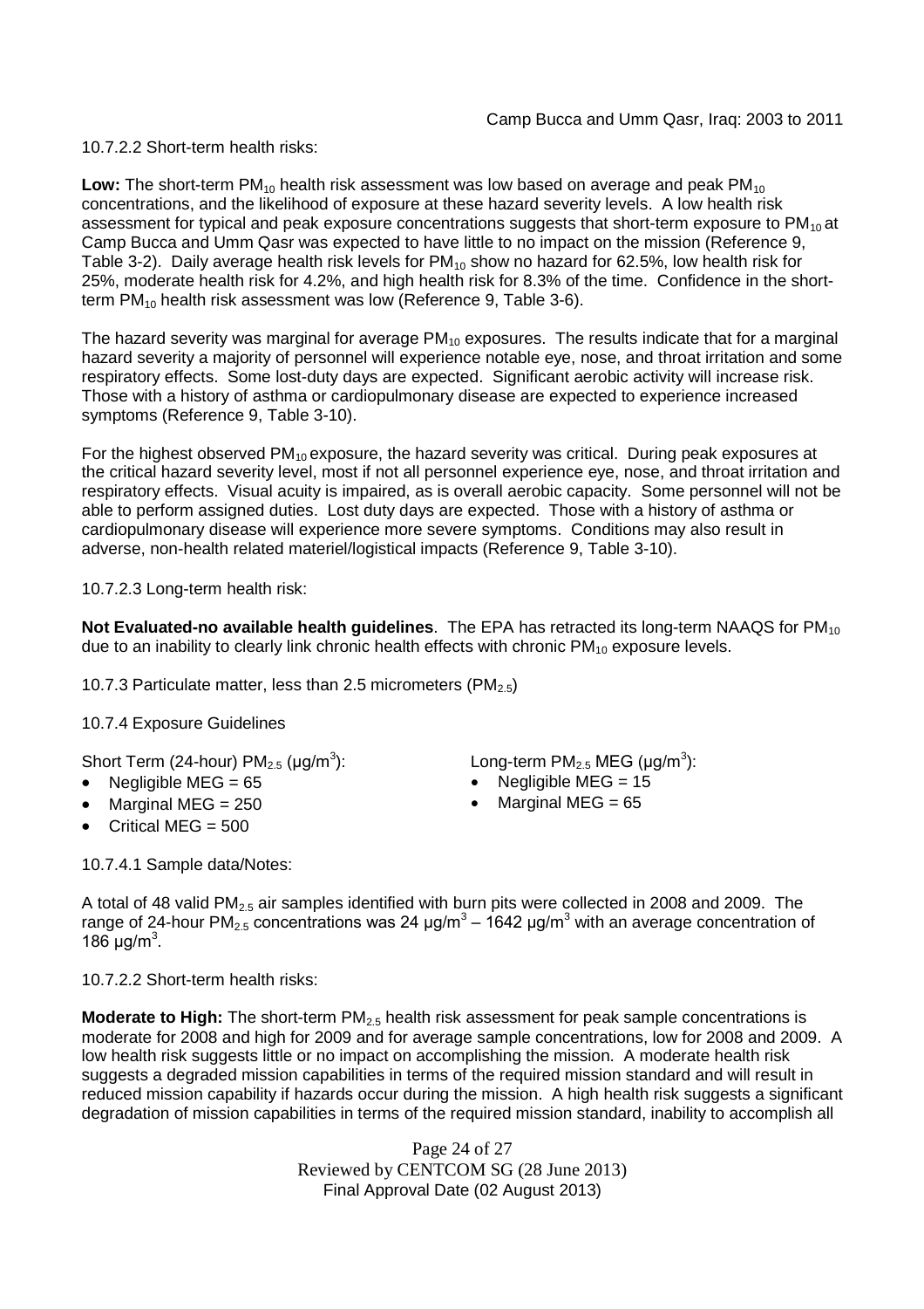10.7.2.2 Short-term health risks:

**Low:** The short-term $PM_{10}$ health risk assessment was low based on average and peak $PM_{10}$ concentrations, and the likelihood of exposure at these hazard severity levels. A low health risk assessment for typical and peak exposure concentrations suggests that short-term exposure to $PM_{10}$ at Camp Bucca and Umm Qasr was expected to have little to no impact on the mission (Reference 9, Table 3-2). Daily average health risk levels for $PM_{10}$ show no hazard for 62.5%, low health risk for 25%, moderate health risk for 4.2%, and high health risk for 8.3% of the time. Confidence in the short-term $PM_{10}$ health risk assessment was low (Reference 9, Table 3-6).

The hazard severity was marginal for average $PM_{10}$ exposures. The results indicate that for a marginal hazard severity a majority of personnel will experience notable eye, nose, and throat irritation and some respiratory effects. Some lost-duty days are expected. Significant aerobic activity will increase risk. Those with a history of asthma or cardiopulmonary disease are expected to experience increased symptoms (Reference 9, Table 3-10).

For the highest observed $PM_{10}$ exposure, the hazard severity was critical. During peak exposures at the critical hazard severity level, most if not all personnel experience eye, nose, and throat irritation and respiratory effects. Visual acuity is impaired, as is overall aerobic capacity. Some personnel will not be able to perform assigned duties. Lost duty days are expected. Those with a history of asthma or cardiopulmonary disease will experience more severe symptoms. Conditions may also result in adverse, non-health related materiel/logistical impacts (Reference 9, Table 3-10).

10.7.2.3 Long-term health risk:

**Not Evaluated-no available health guidelines**. The EPA has retracted its long-term NAAQS for $PM_{10}$ due to an inability to clearly link chronic health effects with chronic $PM_{10}$ exposure levels.

10.7.3 Particulate matter, less than 2.5 micrometers ($PM_{2.5}$)

10.7.4 Exposure Guidelines

Short Term (24-hour) $PM_{2.5}$ ($\mu g/m^3$):

- Negligible MEG = 65
- Marginal MEG = 250
- Critical MEG = 500

Long-term $PM_{2.5}$ MEG ($\mu g/m^3$):

- Negligible MEG = 15
- Marginal MEG = 65

10.7.4.1 Sample data/Notes:

A total of 48 valid $PM_{2.5}$ air samples identified with burn pits were collected in 2008 and 2009. The range of 24-hour $PM_{2.5}$ concentrations was 24 $\mu g/m^3$ – 1642 $\mu g/m^3$ with an average concentration of 186 $\mu g/m^3$.

10.7.2.2 Short-term health risks:

**Moderate to High:** The short-term $PM_{2.5}$ health risk assessment for peak sample concentrations is moderate for 2008 and high for 2009 and for average sample concentrations, low for 2008 and 2009. A low health risk suggests little or no impact on accomplishing the mission. A moderate health risk suggests a degraded mission capabilities in terms of the required mission standard and will result in reduced mission capability if hazards occur during the mission. A high health risk suggests a significant degradation of mission capabilities in terms of the required mission standard, inability to accomplish all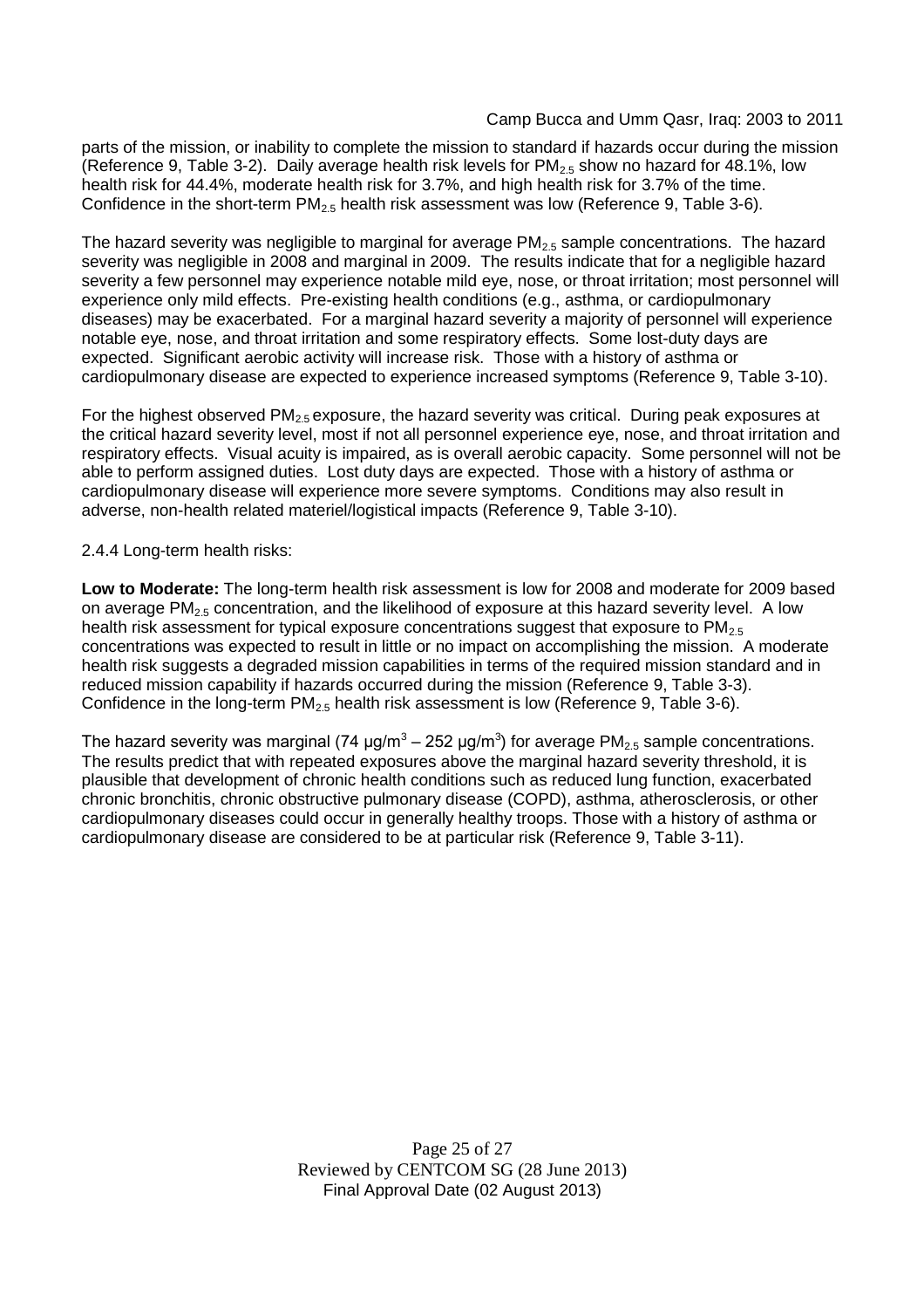parts of the mission, or inability to complete the mission to standard if hazards occur during the mission (Reference 9, Table 3-2). Daily average health risk levels for $PM_{2.5}$ show no hazard for 48.1%, low health risk for 44.4%, moderate health risk for 3.7%, and high health risk for 3.7% of the time. Confidence in the short-term $PM_{2.5}$ health risk assessment was low (Reference 9, Table 3-6).

The hazard severity was negligible to marginal for average $PM_{2.5}$ sample concentrations. The hazard severity was negligible in 2008 and marginal in 2009. The results indicate that for a negligible hazard severity a few personnel may experience notable mild eye, nose, or throat irritation; most personnel will experience only mild effects. Pre-existing health conditions (e.g., asthma, or cardiopulmonary diseases) may be exacerbated. For a marginal hazard severity a majority of personnel will experience notable eye, nose, and throat irritation and some respiratory effects. Some lost-duty days are expected. Significant aerobic activity will increase risk. Those with a history of asthma or cardiopulmonary disease are expected to experience increased symptoms (Reference 9, Table 3-10).

For the highest observed $PM_{2.5}$ exposure, the hazard severity was critical. During peak exposures at the critical hazard severity level, most if not all personnel experience eye, nose, and throat irritation and respiratory effects. Visual acuity is impaired, as is overall aerobic capacity. Some personnel will not be able to perform assigned duties. Lost duty days are expected. Those with a history of asthma or cardiopulmonary disease will experience more severe symptoms. Conditions may also result in adverse, non-health related materiel/logistical impacts (Reference 9, Table 3-10).

2.4.4 Long-term health risks:

**Low to Moderate:** The long-term health risk assessment is low for 2008 and moderate for 2009 based on average $PM_{2.5}$ concentration, and the likelihood of exposure at this hazard severity level. A low health risk assessment for typical exposure concentrations suggest that exposure to $PM_{2.5}$ concentrations was expected to result in little or no impact on accomplishing the mission. A moderate health risk suggests a degraded mission capabilities in terms of the required mission standard and in reduced mission capability if hazards occurred during the mission (Reference 9, Table 3-3). Confidence in the long-term $PM_{2.5}$ health risk assessment is low (Reference 9, Table 3-6).

The hazard severity was marginal (74 $\mu g/m^3$ – 252 $\mu g/m^3$) for average $PM_{2.5}$ sample concentrations. The results predict that with repeated exposures above the marginal hazard severity threshold, it is plausible that development of chronic health conditions such as reduced lung function, exacerbated chronic bronchitis, chronic obstructive pulmonary disease (COPD), asthma, atherosclerosis, or other cardiopulmonary diseases could occur in generally healthy troops. Those with a history of asthma or cardiopulmonary disease are considered to be at particular risk (Reference 9, Table 3-11).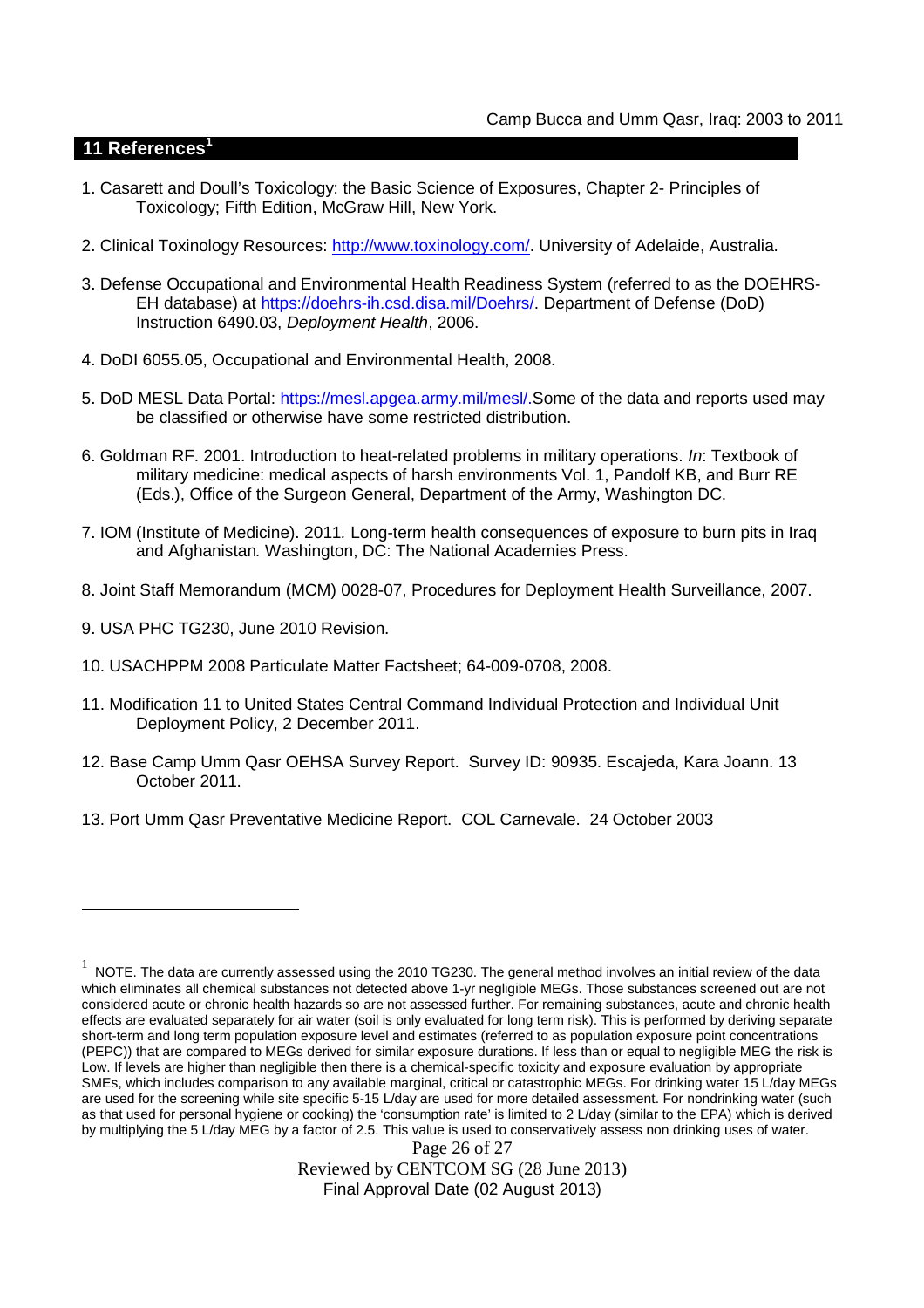## 11 References[1]

1. Casarett and Doull's Toxicology: the Basic Science of Exposures, Chapter 2- Principles of Toxicology; Fifth Edition, McGraw Hill, New York.

2. Clinical Toxinology Resources: http://www.toxinology.com/. University of Adelaide, Australia.

3. Defense Occupational and Environmental Health Readiness System (referred to as the DOEHRS-EH database) at https://doehrs-ih.csd.disa.mil/Doehrs/. Department of Defense (DoD) Instruction 6490.03, *Deployment Health*, 2006.

4. DoDI 6055.05, Occupational and Environmental Health, 2008.

5. DoD MESL Data Portal: https://mesl.apgea.army.mil/mesl/.Some of the data and reports used may be classified or otherwise have some restricted distribution.

6. Goldman RF. 2001. Introduction to heat-related problems in military operations. *In*: Textbook of military medicine: medical aspects of harsh environments Vol. 1, Pandolf KB, and Burr RE (Eds.), Office of the Surgeon General, Department of the Army, Washington DC.

7. IOM (Institute of Medicine). 2011. Long-term health consequences of exposure to burn pits in Iraq and Afghanistan*.* Washington, DC: The National Academies Press.

8. Joint Staff Memorandum (MCM) 0028-07, Procedures for Deployment Health Surveillance, 2007.

9. USA PHC TG230, June 2010 Revision.

10. USACHPPM 2008 Particulate Matter Factsheet; 64-009-0708, 2008.

11. Modification 11 to United States Central Command Individual Protection and Individual Unit Deployment Policy, 2 December 2011.

12. Base Camp Umm Qasr OEHSA Survey Report. Survey ID: 90935. Escajeda, Kara Joann. 13 October 2011.

13. Port Umm Qasr Preventative Medicine Report. COL Carnevale. 24 October 2003

---

[1] NOTE. The data are currently assessed using the 2010 TG230. The general method involves an initial review of the data which eliminates all chemical substances not detected above 1-yr negligible MEGs. Those substances screened out are not considered acute or chronic health hazards so are not assessed further. For remaining substances, acute and chronic health effects are evaluated separately for air water (soil is only evaluated for long term risk). This is performed by deriving separate short-term and long term population exposure level and estimates (referred to as population exposure point concentrations (PEPC)) that are compared to MEGs derived for similar exposure durations. If less than or equal to negligible MEG the risk is Low. If levels are higher than negligible then there is a chemical-specific toxicity and exposure evaluation by appropriate SMEs, which includes comparison to any available marginal, critical or catastrophic MEGs. For drinking water 15 L/day MEGs are used for the screening while site specific 5-15 L/day are used for more detailed assessment. For nondrinking water (such as that used for personal hygiene or cooking) the 'consumption rate' is limited to 2 L/day (similar to the EPA) which is derived by multiplying the 5 L/day MEG by a factor of 2.5. This value is used to conservatively assess non drinking uses of water.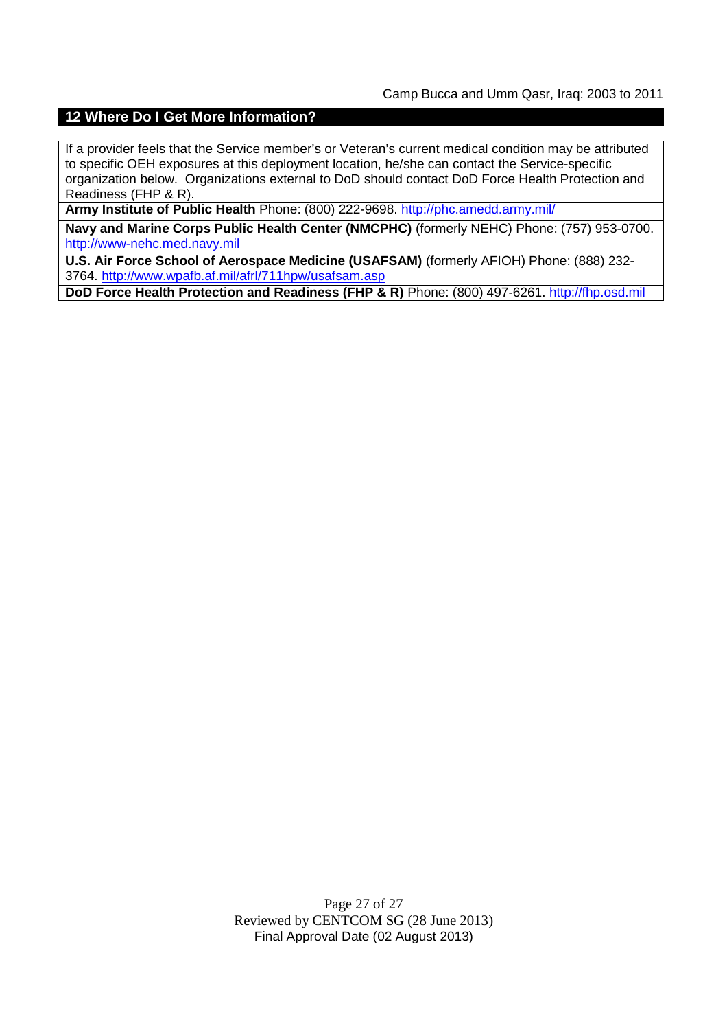## 12 Where Do I Get More Information?

If a provider feels that the Service member's or Veteran's current medical condition may be attributed to specific OEH exposures at this deployment location, he/she can contact the Service-specific organization below. Organizations external to DoD should contact DoD Force Health Protection and Readiness (FHP & R).

**Army Institute of Public Health** Phone: (800) 222-9698. http://phc.amedd.army.mil/

**Navy and Marine Corps Public Health Center (NMCPHC)** (formerly NEHC) Phone: (757) 953-0700. http://www-nehc.med.navy.mil

**U.S. Air Force School of Aerospace Medicine (USAFSAM)** (formerly AFIOH) Phone: (888) 232-3764. http://www.wpafb.af.mil/afrl/711hpw/usafsam.asp

**DoD Force Health Protection and Readiness (FHP & R)** Phone: (800) 497-6261. http://fhp.osd.mil

Reviewed by CENTCOM SG (28 June 2013)
Final Approval Date (02 August 2013)